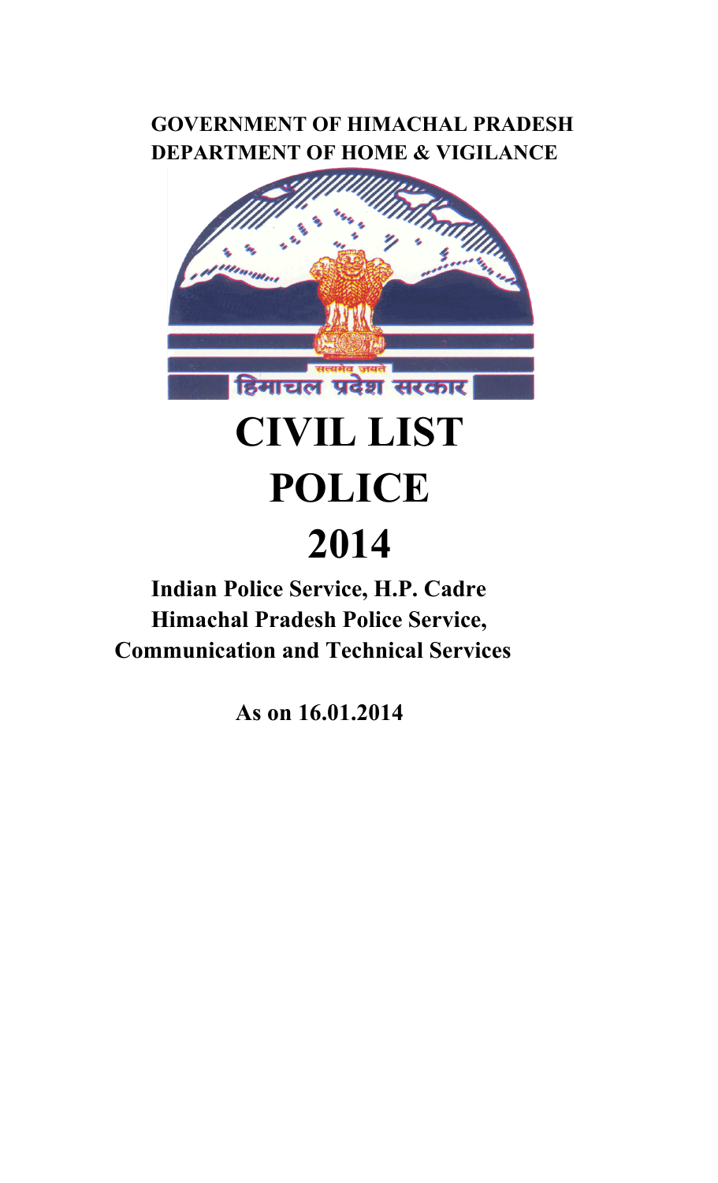**GOVERNMENT OF HIMACHAL PRADESH**
**DEPARTMENT OF HOME & VIGILANCE**

सत्यमेव जयते

हिमाचल प्रदेश सरकार

# CIVIL LIST
# POLICE
# 2014

**Indian Police Service, H.P. Cadre**
**Himachal Pradesh Police Service,**
**Communication and Technical Services**

**As on 16.01.2014**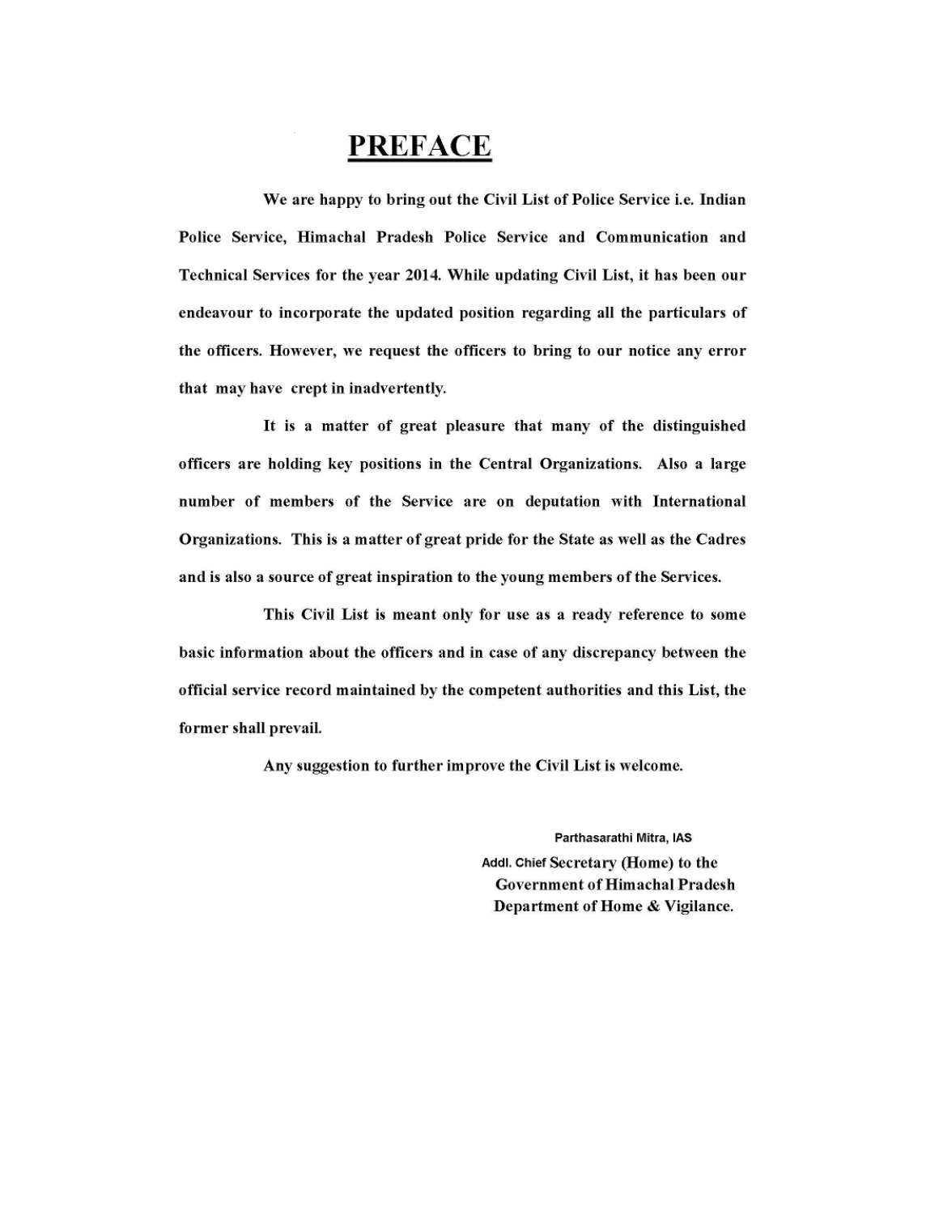# PREFACE

**We are happy to bring out the Civil List of Police Service i.e. Indian Police Service, Himachal Pradesh Police Service and Communication and Technical Services for the year 2014. While updating Civil List, it has been our endeavour to incorporate the updated position regarding all the particulars of the officers. However, we request the officers to bring to our notice any error that may have crept in inadvertently.**

**It is a matter of great pleasure that many of the distinguished officers are holding key positions in the Central Organizations. Also a large number of members of the Service are on deputation with International Organizations. This is a matter of great pride for the State as well as the Cadres and is also a source of great inspiration to the young members of the Services.**

**This Civil List is meant only for use as a ready reference to some basic information about the officers and in case of any discrepancy between the official service record maintained by the competent authorities and this List, the former shall prevail.**

**Any suggestion to further improve the Civil List is welcome.**

**Parthasarathi Mitra, IAS**
**Addl. Chief Secretary (Home) to the Government of Himachal Pradesh Department of Home & Vigilance.**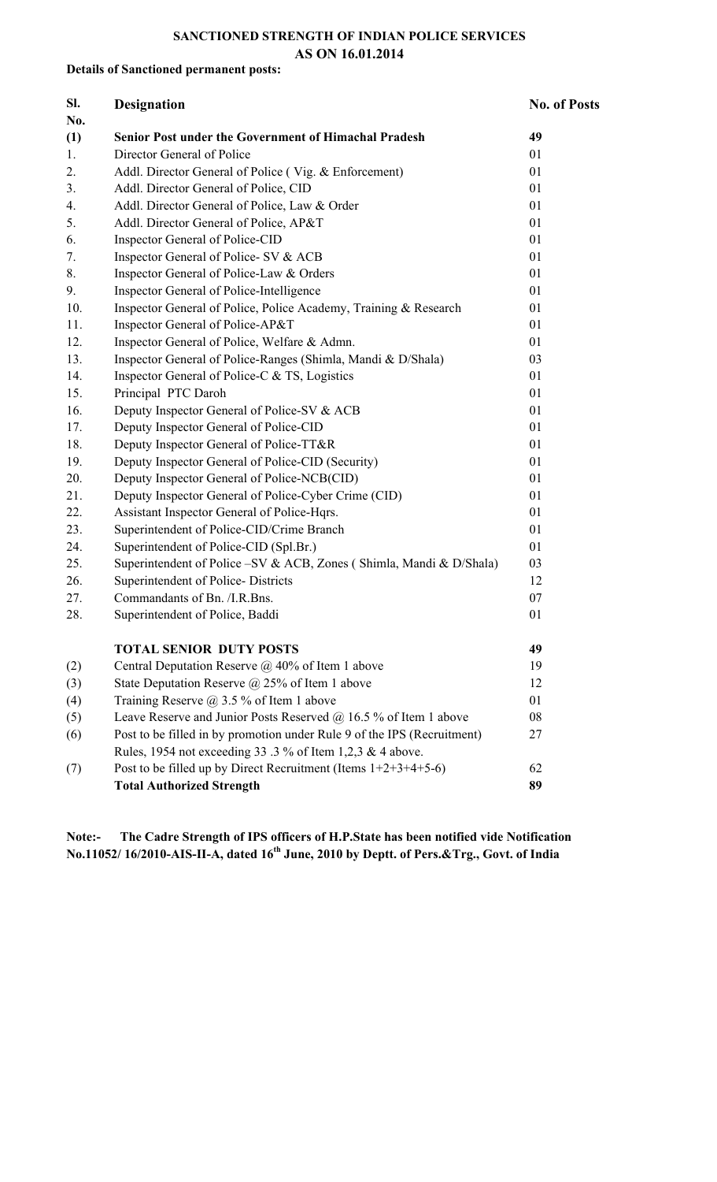## SANCTIONED STRENGTH OF INDIAN POLICE SERVICES
## AS ON 16.01.2014

**Details of Sanctioned permanent posts:**

| Sl. No. | Designation | No. of Posts |
|---|---|---|
| **(1)** | **Senior Post under the Government of Himachal Pradesh** | **49** |
| 1. | Director General of Police | 01 |
| 2. | Addl. Director General of Police ( Vig. & Enforcement) | 01 |
| 3. | Addl. Director General of Police, CID | 01 |
| 4. | Addl. Director General of Police, Law & Order | 01 |
| 5. | Addl. Director General of Police, AP&T | 01 |
| 6. | Inspector General of Police-CID | 01 |
| 7. | Inspector General of Police- SV & ACB | 01 |
| 8. | Inspector General of Police-Law & Orders | 01 |
| 9. | Inspector General of Police-Intelligence | 01 |
| 10. | Inspector General of Police, Police Academy, Training & Research | 01 |
| 11. | Inspector General of Police-AP&T | 01 |
| 12. | Inspector General of Police, Welfare & Admn. | 01 |
| 13. | Inspector General of Police-Ranges (Shimla, Mandi & D/Shala) | 03 |
| 14. | Inspector General of Police-C & TS, Logistics | 01 |
| 15. | Principal PTC Daroh | 01 |
| 16. | Deputy Inspector General of Police-SV & ACB | 01 |
| 17. | Deputy Inspector General of Police-CID | 01 |
| 18. | Deputy Inspector General of Police-TT&R | 01 |
| 19. | Deputy Inspector General of Police-CID (Security) | 01 |
| 20. | Deputy Inspector General of Police-NCB(CID) | 01 |
| 21. | Deputy Inspector General of Police-Cyber Crime (CID) | 01 |
| 22. | Assistant Inspector General of Police-Hqrs. | 01 |
| 23. | Superintendent of Police-CID/Crime Branch | 01 |
| 24. | Superintendent of Police-CID (Spl.Br.) | 01 |
| 25. | Superintendent of Police –SV & ACB, Zones ( Shimla, Mandi & D/Shala) | 03 |
| 26. | Superintendent of Police- Districts | 12 |
| 27. | Commandants of Bn. /I.R.Bns. | 07 |
| 28. | Superintendent of Police, Baddi | 01 |
| | **TOTAL SENIOR DUTY POSTS** | **49** |
| (2) | Central Deputation Reserve @ 40% of Item 1 above | 19 |
| (3) | State Deputation Reserve @ 25% of Item 1 above | 12 |
| (4) | Training Reserve @ 3.5 % of Item 1 above | 01 |
| (5) | Leave Reserve and Junior Posts Reserved @ 16.5 % of Item 1 above | 08 |
| (6) | Post to be filled in by promotion under Rule 9 of the IPS (Recruitment) Rules, 1954 not exceeding 33 .3 % of Item 1,2,3 & 4 above. | 27 |
| (7) | Post to be filled up by Direct Recruitment (Items 1+2+3+4+5-6) | 62 |
| | **Total Authorized Strength** | **89** |

**Note:- The Cadre Strength of IPS officers of H.P.State has been notified vide Notification No.11052/ 16/2010-AIS-II-A, dated 16th June, 2010 by Deptt. of Pers.&Trg., Govt. of India**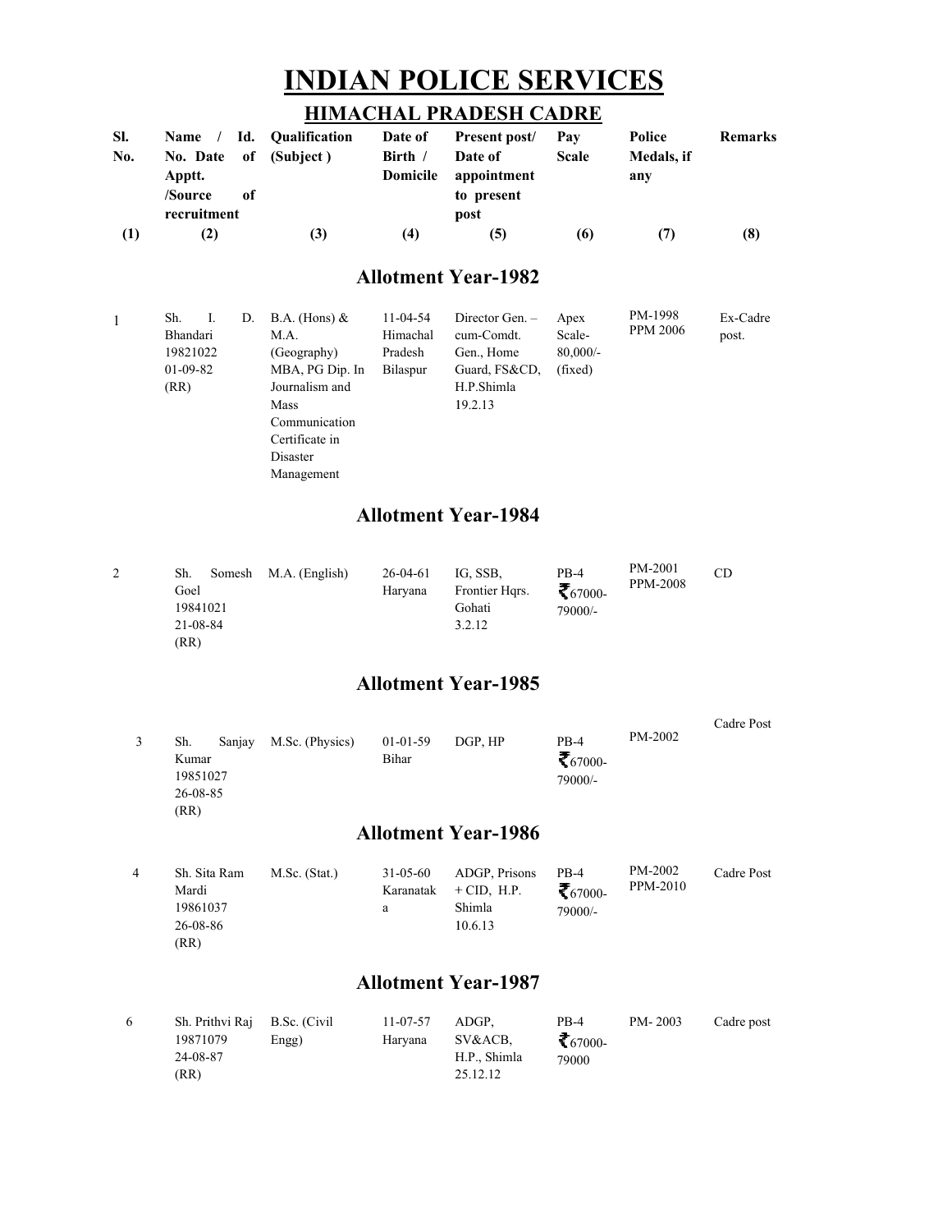# INDIAN POLICE SERVICES

## HIMACHAL PRADESH CADRE

| Sl. No. | Name / Id. No. Date of Apptt. /Source of recruitment | Qualification (Subject ) | Date of Birth / Domicile | Present post/ Date of appointment to present post | Pay Scale | Police Medals, if any | Remarks |
|---|---|---|---|---|---|---|---|
| (1) | (2) | (3) | (4) | (5) | (6) | (7) | (8) |
| | **Allotment Year-1982** | | | | | | |
| 1 | Sh. I. D. Bhandari 19821022 01-09-82 (RR) | B.A. (Hons) & M.A. (Geography) MBA, PG Dip. In Journalism and Mass Communication Certificate in Disaster Management | 11-04-54 Himachal Pradesh Bilaspur | Director Gen. – cum-Comdt. Gen., Home Guard, FS&CD, H.P.Shimla 19.2.13 | Apex Scale- 80,000/- (fixed) | PM-1998 PPM 2006 | Ex-Cadre post. |
| | **Allotment Year-1984** | | | | | | |
| 2 | Sh. Somesh Goel 19841021 21-08-84 (RR) | M.A. (English) | 26-04-61 Haryana | IG, SSB, Frontier Hqrs. Gohati 3.2.12 | PB-4 ₹67000-79000/- | PM-2001 PPM-2008 | CD |
| | **Allotment Year-1985** | | | | | | |
| 3 | Sh. Sanjay Kumar 19851027 26-08-85 (RR) | M.Sc. (Physics) | 01-01-59 Bihar | DGP, HP | PB-4 ₹67000-79000/- | PM-2002 | Cadre Post |
| | **Allotment Year-1986** | | | | | | |
| 4 | Sh. Sita Ram Mardi 19861037 26-08-86 (RR) | M.Sc. (Stat.) | 31-05-60 Karanataka | ADGP, Prisons + CID, H.P. Shimla 10.6.13 | PB-4 ₹67000-79000/- | PM-2002 PPM-2010 | Cadre Post |
| | **Allotment Year-1987** | | | | | | |
| 6 | Sh. Prithvi Raj 19871079 24-08-87 (RR) | B.Sc. (Civil Engg) | 11-07-57 Haryana | ADGP, SV&ACB, H.P., Shimla 25.12.12 | PB-4 ₹67000-79000 | PM- 2003 | Cadre post |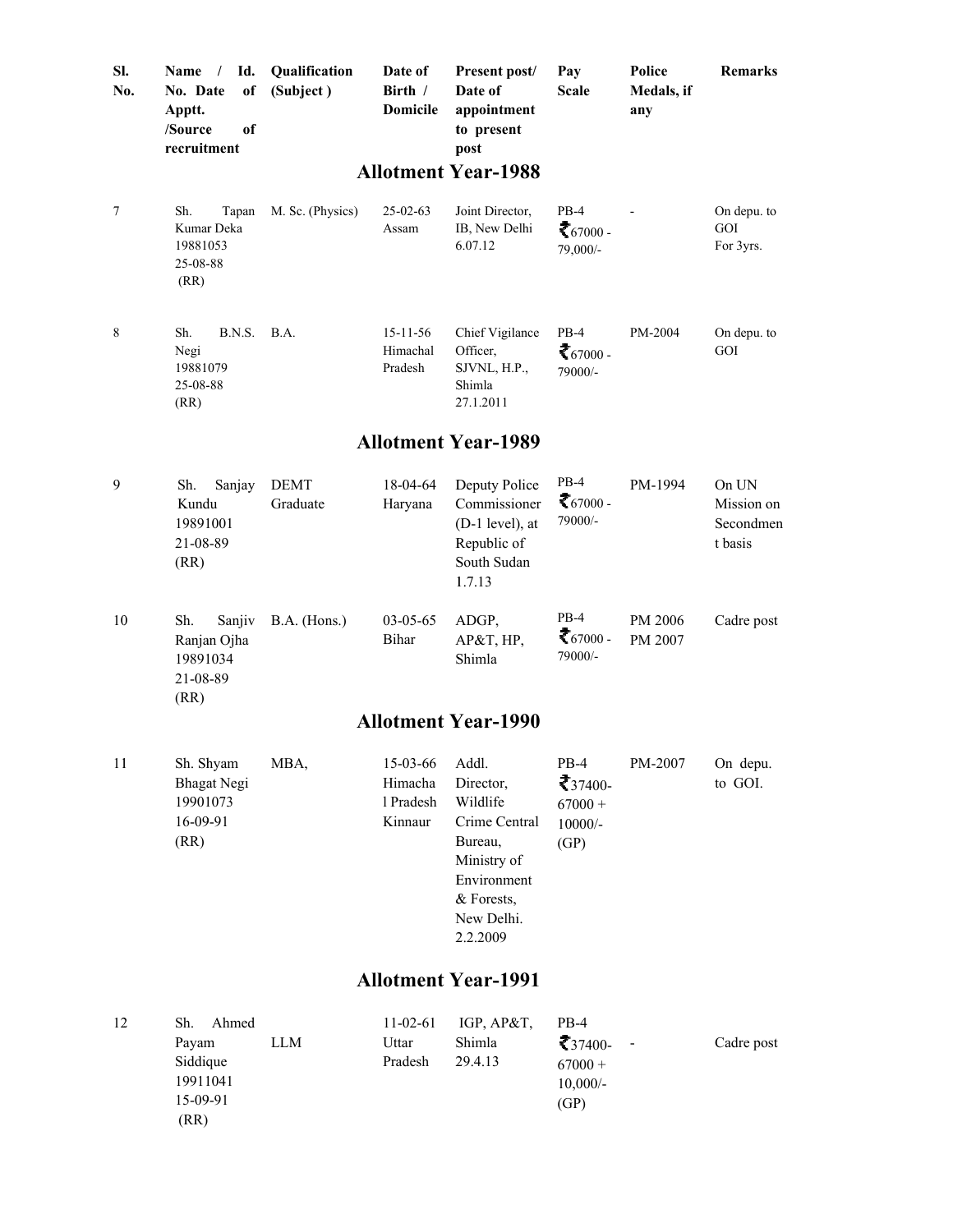| Sl. No. | Name / Id. No. Date of Apptt. /Source of recruitment | Qualification (Subject ) | Date of Birth / Domicile | Present post/ Date of appointment to present post | Pay Scale | Police Medals, if any | Remarks |
|---|---|---|---|---|---|---|---|
| **Allotment Year-1988** | | | | | | | |
| 7 | Sh. Tapan Kumar Deka 19881053 25-08-88 (RR) | M. Sc. (Physics) | 25-02-63 Assam | Joint Director, IB, New Delhi 6.07.12 | PB-4 ₹67000 - 79,000/- | - | On depu. to GOI For 3yrs. |
| 8 | Sh. B.N.S. Negi 19881079 25-08-88 (RR) | B.A. | 15-11-56 Himachal Pradesh | Chief Vigilance Officer, SJVNL, H.P., Shimla 27.1.2011 | PB-4 ₹67000 - 79000/- | PM-2004 | On depu. to GOI |
| **Allotment Year-1989** | | | | | | | |
| 9 | Sh. Sanjay Kundu 19891001 21-08-89 (RR) | DEMT Graduate | 18-04-64 Haryana | Deputy Police Commissioner (D-1 level), at Republic of South Sudan 1.7.13 | PB-4 ₹67000 - 79000/- | PM-1994 | On UN Mission on Secondment basis |
| 10 | Sh. Sanjiv Ranjan Ojha 19891034 21-08-89 (RR) | B.A. (Hons.) | 03-05-65 Bihar | ADGP, AP&T, HP, Shimla | PB-4 ₹67000 - 79000/- | PM 2006 PM 2007 | Cadre post |
| **Allotment Year-1990** | | | | | | | |
| 11 | Sh. Shyam Bhagat Negi 19901073 16-09-91 (RR) | MBA, | 15-03-66 Himachal Pradesh Kinnaur | Addl. Director, Wildlife Crime Central Bureau, Ministry of Environment & Forests, New Delhi. 2.2.2009 | PB-4 ₹37400-67000 + 10000/- (GP) | PM-2007 | On depu. to GOI. |
| **Allotment Year-1991** | | | | | | | |
| 12 | Sh. Ahmed Payam Siddique 19911041 15-09-91 (RR) | LLM | 11-02-61 Uttar Pradesh | IGP, AP&T, Shimla 29.4.13 | PB-4 ₹37400-67000 + 10,000/- (GP) | - | Cadre post |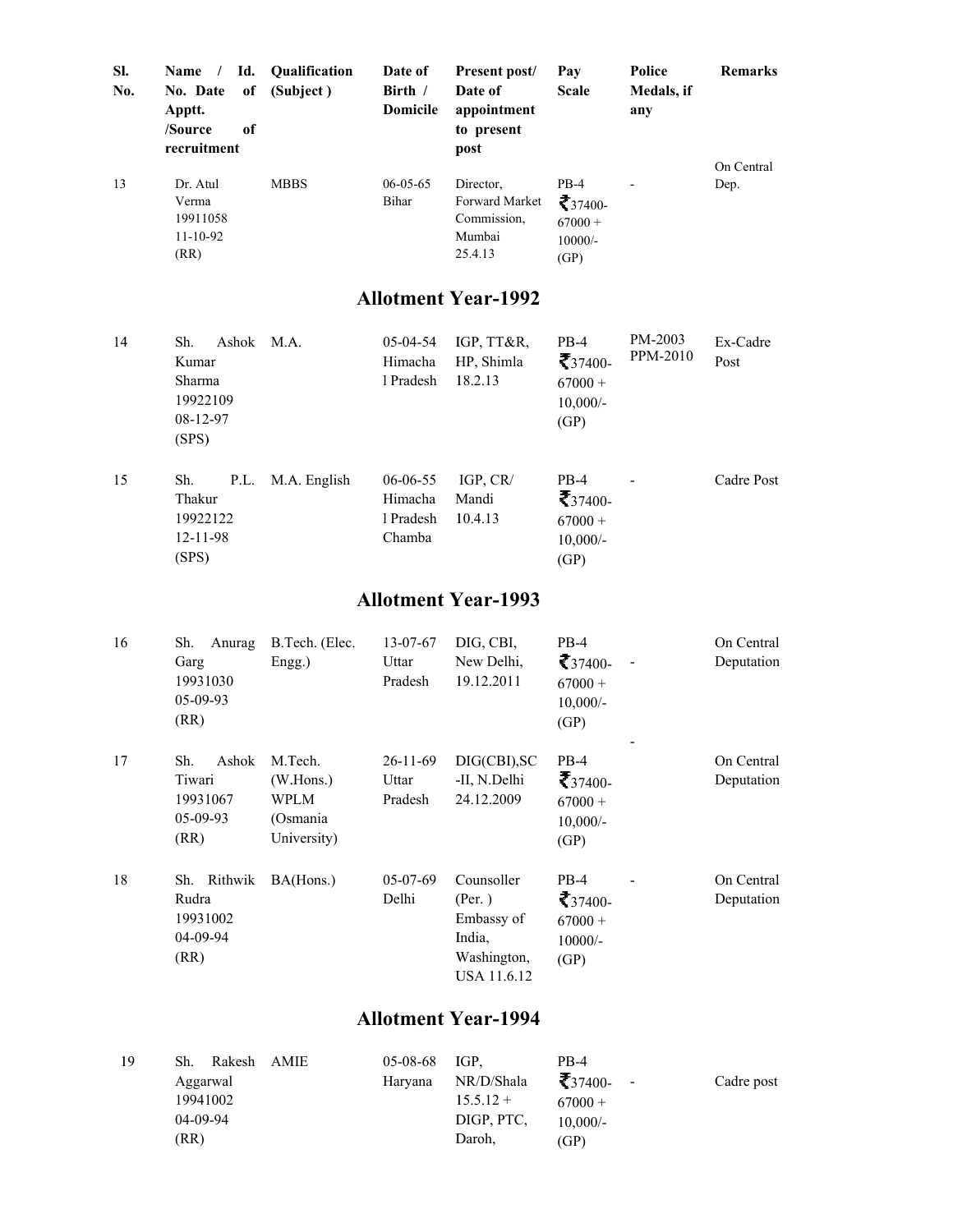| Sl. No. | Name / Id. No. Date of Apptt. /Source of recruitment | Qualification (Subject ) | Date of Birth / Domicile | Present post/ Date of appointment to present post | Pay Scale | Police Medals, if any | Remarks |
|---|---|---|---|---|---|---|---|
| 13 | Dr. Atul Verma 19911058 11-10-92 (RR) | MBBS | 06-05-65 Bihar | Director, Forward Market Commission, Mumbai 25.4.13 | PB-4 ₹37400-67000 + 10000/- (GP) | - | On Central Dep. |

## Allotment Year-1992

| Sl. No. | Name / Id. No. Date of Apptt. /Source of recruitment | Qualification (Subject ) | Date of Birth / Domicile | Present post/ Date of appointment to present post | Pay Scale | Police Medals, if any | Remarks |
|---|---|---|---|---|---|---|---|
| 14 | Sh. Ashok Kumar Sharma 19922109 08-12-97 (SPS) | M.A. | 05-04-54 Himachal Pradesh | IGP, TT&R, HP, Shimla 18.2.13 | PB-4 ₹37400-67000 + 10,000/- (GP) | PM-2003 PPM-2010 | Ex-Cadre Post |
| 15 | Sh. P.L. Thakur 19922122 12-11-98 (SPS) | M.A. English | 06-06-55 Himachal Pradesh Chamba | IGP, CR/ Mandi 10.4.13 | PB-4 ₹37400-67000 + 10,000/- (GP) | - | Cadre Post |

## Allotment Year-1993

| Sl. No. | Name / Id. No. Date of Apptt. /Source of recruitment | Qualification (Subject ) | Date of Birth / Domicile | Present post/ Date of appointment to present post | Pay Scale | Police Medals, if any | Remarks |
|---|---|---|---|---|---|---|---|
| 16 | Sh. Anurag Garg 19931030 05-09-93 (RR) | B.Tech. (Elec. Engg.) | 13-07-67 Uttar Pradesh | DIG, CBI, New Delhi, 19.12.2011 | PB-4 ₹37400-67000 + 10,000/- (GP) | - | On Central Deputation |
| 17 | Sh. Ashok Tiwari 19931067 05-09-93 (RR) | M.Tech. (W.Hons.) WPLM (Osmania University) | 26-11-69 Uttar Pradesh | DIG(CBI),SC-II, N.Delhi 24.12.2009 | PB-4 ₹37400-67000 + 10,000/- (GP) | - | On Central Deputation |
| 18 | Sh. Rithwik Rudra 19931002 04-09-94 (RR) | BA(Hons.) | 05-07-69 Delhi | Counsoller (Per. ) Embassy of India, Washington, USA 11.6.12 | PB-4 ₹37400-67000 + 10000/- (GP) | - | On Central Deputation |

## Allotment Year-1994

| Sl. No. | Name / Id. No. Date of Apptt. /Source of recruitment | Qualification (Subject ) | Date of Birth / Domicile | Present post/ Date of appointment to present post | Pay Scale | Police Medals, if any | Remarks |
|---|---|---|---|---|---|---|---|
| 19 | Sh. Rakesh Aggarwal 19941002 04-09-94 (RR) | AMIE | 05-08-68 Haryana | IGP, NR/D/Shala 15.5.12 + DIGP, PTC, Daroh, | PB-4 ₹37400-67000 + 10,000/- (GP) | - | Cadre post |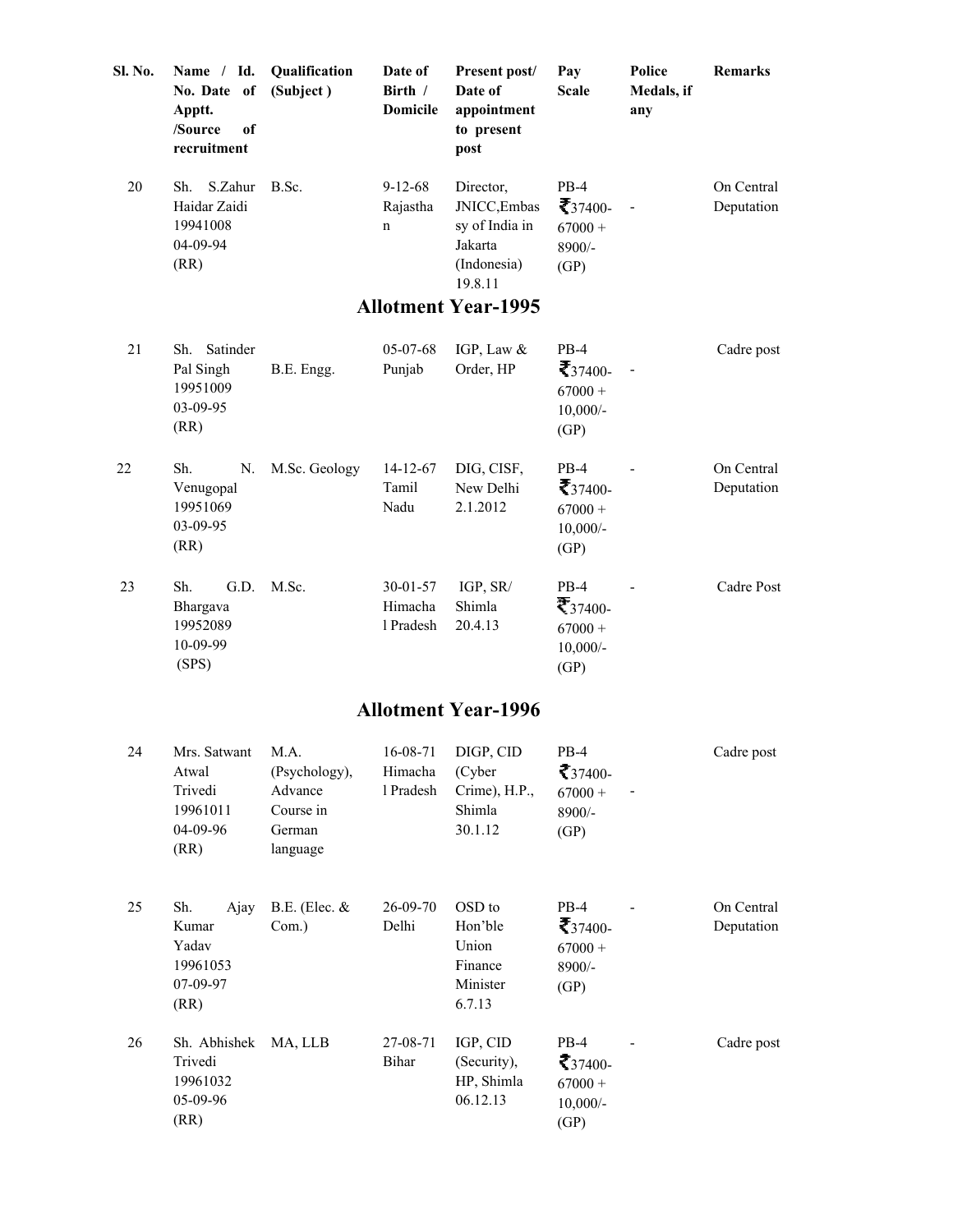| Sl. No. | Name / Id. No. Date of Apptt. /Source of recruitment | Qualification (Subject ) | Date of Birth / Domicile | Present post/ Date of appointment to present post | Pay Scale | Police Medals, if any | Remarks |
|---|---|---|---|---|---|---|---|
| 20 | Sh. S.Zahur Haidar Zaidi 19941008 04-09-94 (RR) | B.Sc. | 9-12-68 Rajasthan | Director, JNICC,Embassy of India in Jakarta (Indonesia) 19.8.11 | PB-4 ₹37400-67000 + 8900/- (GP) | - | On Central Deputation |

## Allotment Year-1995

| Sl. No. | Name / Id. No. Date of Apptt. /Source of recruitment | Qualification (Subject ) | Date of Birth / Domicile | Present post/ Date of appointment to present post | Pay Scale | Police Medals, if any | Remarks |
|---|---|---|---|---|---|---|---|
| 21 | Sh. Satinder Pal Singh 19951009 03-09-95 (RR) | B.E. Engg. | 05-07-68 Punjab | IGP, Law & Order, HP | PB-4 ₹37400-67000 + 10,000/- (GP) | - | Cadre post |
| 22 | Sh. N. Venugopal 19951069 03-09-95 (RR) | M.Sc. Geology | 14-12-67 Tamil Nadu | DIG, CISF, New Delhi 2.1.2012 | PB-4 ₹37400-67000 + 10,000/- (GP) | - | On Central Deputation |
| 23 | Sh. G.D. Bhargava 19952089 10-09-99 (SPS) | M.Sc. | 30-01-57 Himachal Pradesh | IGP, SR/ Shimla 20.4.13 | PB-4 ₹37400-67000 + 10,000/- (GP) | - | Cadre Post |

## Allotment Year-1996

| Sl. No. | Name / Id. No. Date of Apptt. /Source of recruitment | Qualification (Subject ) | Date of Birth / Domicile | Present post/ Date of appointment to present post | Pay Scale | Police Medals, if any | Remarks |
|---|---|---|---|---|---|---|---|
| 24 | Mrs. Satwant Atwal Trivedi 19961011 04-09-96 (RR) | M.A. (Psychology), Advance Course in German language | 16-08-71 Himachal Pradesh | DIGP, CID (Cyber Crime), H.P., Shimla 30.1.12 | PB-4 ₹37400-67000 + 8900/- (GP) | - | Cadre post |
| 25 | Sh. Ajay Kumar Yadav 19961053 07-09-97 (RR) | B.E. (Elec. & Com.) | 26-09-70 Delhi | OSD to Hon'ble Union Finance Minister 6.7.13 | PB-4 ₹37400-67000 + 8900/- (GP) | - | On Central Deputation |
| 26 | Sh. Abhishek Trivedi 19961032 05-09-96 (RR) | MA, LLB | 27-08-71 Bihar | IGP, CID (Security), HP, Shimla 06.12.13 | PB-4 ₹37400-67000 + 10,000/- (GP) | - | Cadre post |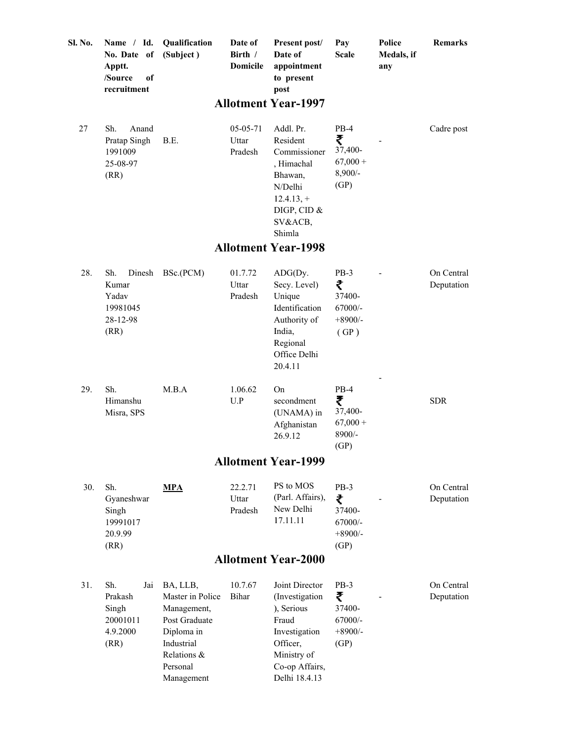| Sl. No. | Name / Id. No. Date of Apptt. /Source of recruitment | Qualification (Subject ) | Date of Birth / Domicile | Present post/ Date of appointment to present post | Pay Scale | Police Medals, if any | Remarks |
|---|---|---|---|---|---|---|---|
| **Allotment Year-1997** | | | | | | | |
| 27 | Sh. Anand Pratap Singh 1991009 25-08-97 (RR) | B.E. | 05-05-71 Uttar Pradesh | Addl. Pr. Resident Commissioner, Himachal Bhawan, N/Delhi 12.4.13, + DIGP, CID & SV&ACB, Shimla | PB-4 ₹ 37,400- 67,000 + 8,900/- (GP) | - | Cadre post |
| **Allotment Year-1998** | | | | | | | |
| 28. | Sh. Dinesh Kumar Yadav 19981045 28-12-98 (RR) | BSc.(PCM) | 01.7.72 Uttar Pradesh | ADG(Dy. Secy. Level) Unique Identification Authority of India, Regional Office Delhi 20.4.11 | PB-3 ₹ 37400- 67000/- +8900/- ( GP ) | - | On Central Deputation |
| 29. | Sh. Himanshu Misra, SPS | M.B.A | 1.06.62 U.P | On secondment (UNAMA) in Afghanistan 26.9.12 | PB-4 ₹ 37,400- 67,000 + 8900/- (GP) | - | SDR |
| **Allotment Year-1999** | | | | | | | |
| 30. | Sh. Gyaneshwar Singh 19991017 20.9.99 (RR) | **MPA** | 22.2.71 Uttar Pradesh | PS to MOS (Parl. Affairs), New Delhi 17.11.11 | PB-3 ₹ 37400- 67000/- +8900/- (GP) | - | On Central Deputation |
| **Allotment Year-2000** | | | | | | | |
| 31. | Sh. Jai Prakash Singh 20001011 4.9.2000 (RR) | BA, LLB, Master in Police Management, Post Graduate Diploma in Industrial Relations & Personal Management | 10.7.67 Bihar | Joint Director (Investigation), Serious Fraud Investigation Officer, Ministry of Co-op Affairs, Delhi 18.4.13 | PB-3 ₹ 37400- 67000/- +8900/- (GP) | - | On Central Deputation |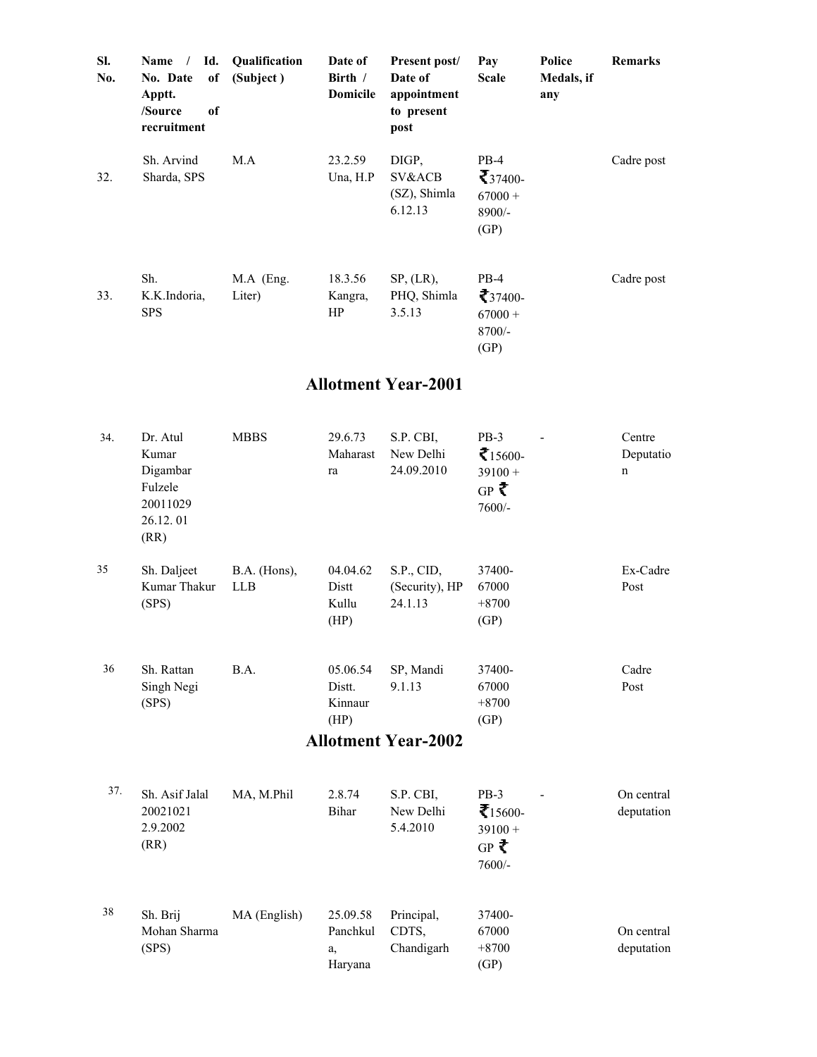| Sl. No. | Name / Id. No. Date of Apptt. /Source of recruitment | Qualification (Subject ) | Date of Birth / Domicile | Present post/ Date of appointment to present post | Pay Scale | Police Medals, if any | Remarks |
|---|---|---|---|---|---|---|---|
| 32. | Sh. Arvind Sharda, SPS | M.A | 23.2.59 Una, H.P | DIGP, SV&ACB (SZ), Shimla 6.12.13 | PB-4 ₹37400-67000 + 8900/- (GP) | | Cadre post |
| 33. | Sh. K.K.Indoria, SPS | M.A (Eng. Liter) | 18.3.56 Kangra, HP | SP, (LR), PHQ, Shimla 3.5.13 | PB-4 ₹37400-67000 + 8700/- (GP) | | Cadre post |

## Allotment Year-2001

| Sl. No. | Name / Id. No. Date of Apptt. /Source of recruitment | Qualification (Subject ) | Date of Birth / Domicile | Present post/ Date of appointment to present post | Pay Scale | Police Medals, if any | Remarks |
|---|---|---|---|---|---|---|---|
| 34. | Dr. Atul Kumar Digambar Fulzele 20011029 26.12. 01 (RR) | MBBS | 29.6.73 Maharastra | S.P. CBI, New Delhi 24.09.2010 | PB-3 ₹15600-39100 + GP ₹ 7600/- | - | Centre Deputation |
| 35 | Sh. Daljeet Kumar Thakur (SPS) | B.A. (Hons), LLB | 04.04.62 Distt Kullu (HP) | S.P., CID, (Security), HP 24.1.13 | 37400-67000 +8700 (GP) | | Ex-Cadre Post |
| 36 | Sh. Rattan Singh Negi (SPS) | B.A. | 05.06.54 Distt. Kinnaur (HP) | SP, Mandi 9.1.13 | 37400-67000 +8700 (GP) | | Cadre Post |

## Allotment Year-2002

| Sl. No. | Name / Id. No. Date of Apptt. /Source of recruitment | Qualification (Subject ) | Date of Birth / Domicile | Present post/ Date of appointment to present post | Pay Scale | Police Medals, if any | Remarks |
|---|---|---|---|---|---|---|---|
| 37. | Sh. Asif Jalal 20021021 2.9.2002 (RR) | MA, M.Phil | 2.8.74 Bihar | S.P. CBI, New Delhi 5.4.2010 | PB-3 ₹15600-39100 + GP ₹ 7600/- | - | On central deputation |
| 38 | Sh. Brij Mohan Sharma (SPS) | MA (English) | 25.09.58 Panchkula, Haryana | Principal, CDTS, Chandigarh | 37400-67000 +8700 (GP) | | On central deputation |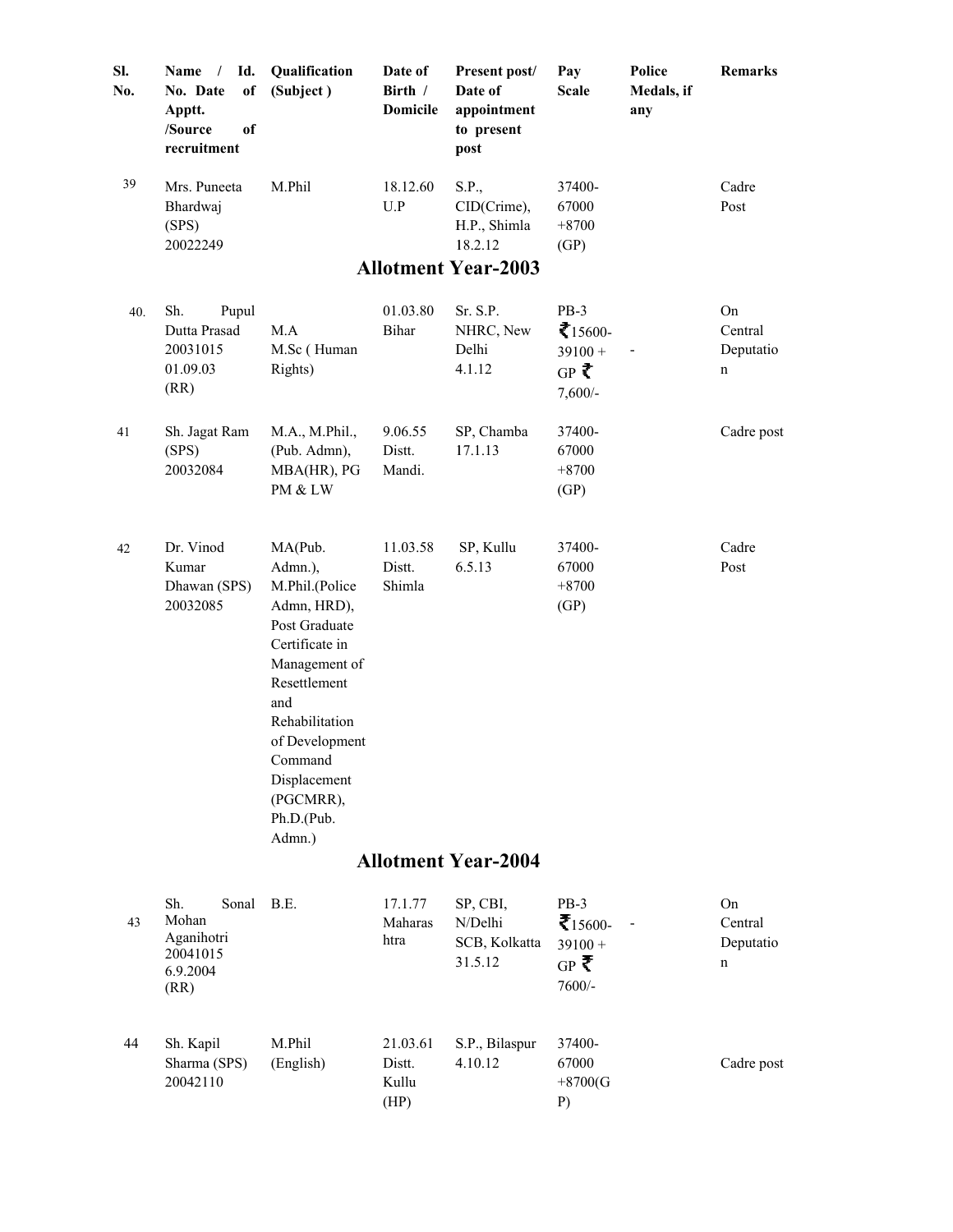| Sl. No. | Name / Id. No. Date of Apptt. /Source of recruitment | Qualification (Subject ) | Date of Birth / Domicile | Present post/ Date of appointment to present post | Pay Scale | Police Medals, if any | Remarks |
|---|---|---|---|---|---|---|---|
| 39 | Mrs. Puneeta Bhardwaj (SPS) 20022249 | M.Phil | 18.12.60 U.P | S.P., CID(Crime), H.P., Shimla 18.2.12 | 37400-67000 +8700 (GP) | | Cadre Post |
| **Allotment Year-2003** | | | | | | | |
| 40. | Sh. Pupul Dutta Prasad 20031015 01.09.03 (RR) | M.A M.Sc ( Human Rights) | 01.03.80 Bihar | Sr. S.P. NHRC, New Delhi 4.1.12 | PB-3 ₹15600-39100 + GP ₹ 7,600/- | - | On Central Deputation |
| 41 | Sh. Jagat Ram (SPS) 20032084 | M.A., M.Phil., (Pub. Admn), MBA(HR), PG PM & LW | 9.06.55 Distt. Mandi. | SP, Chamba 17.1.13 | 37400-67000 +8700 (GP) | | Cadre post |
| 42 | Dr. Vinod Kumar Dhawan (SPS) 20032085 | MA(Pub. Admn.), M.Phil.(Police Admn, HRD), Post Graduate Certificate in Management of Resettlement and Rehabilitation of Development Command Displacement (PGCMRR), Ph.D.(Pub. Admn.) | 11.03.58 Distt. Shimla | SP, Kullu 6.5.13 | 37400-67000 +8700 (GP) | | Cadre Post |
| **Allotment Year-2004** | | | | | | | |
| 43 | Sh. Sonal Mohan Aganihotri 20041015 6.9.2004 (RR) | B.E. | 17.1.77 Maharashtra | SP, CBI, N/Delhi SCB, Kolkatta 31.5.12 | PB-3 ₹15600-39100 + GP ₹ 7600/- | - | On Central Deputation |
| 44 | Sh. Kapil Sharma (SPS) 20042110 | M.Phil (English) | 21.03.61 Distt. Kullu (HP) | S.P., Bilaspur 4.10.12 | 37400-67000 +8700(GP) | | Cadre post |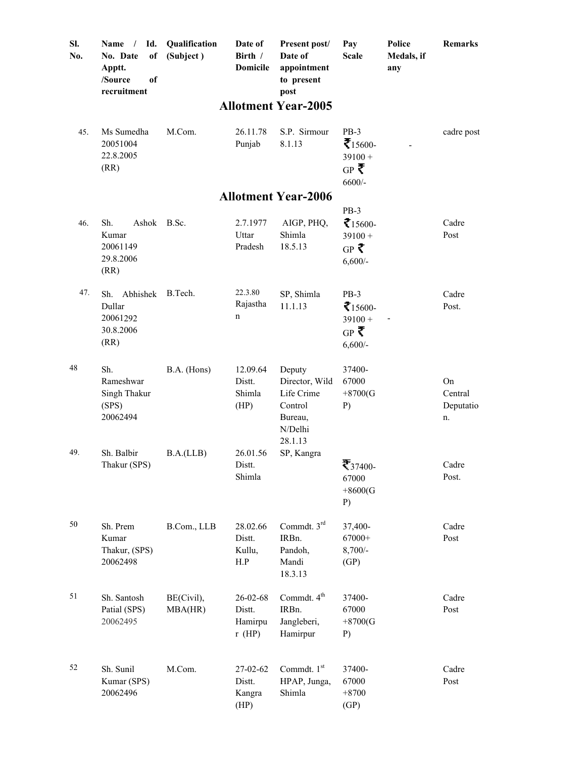| Sl. No. | Name / Id. No. Date of Apptt. /Source of recruitment | Qualification (Subject ) | Date of Birth / Domicile | Present post/ Date of appointment to present post | Pay Scale | Police Medals, if any | Remarks |
|---|---|---|---|---|---|---|---|
| | | | **Allotment Year-2005** | | | | |
| 45. | Ms Sumedha 20051004 22.8.2005 (RR) | M.Com. | 26.11.78 Punjab | S.P. Sirmour 8.1.13 | PB-3 ₹15600-39100 + GP ₹ 6600/- | - | cadre post |
| | | | **Allotment Year-2006** | | | | |
| 46. | Sh. Ashok Kumar 20061149 29.8.2006 (RR) | B.Sc. | 2.7.1977 Uttar Pradesh | AIGP, PHQ, Shimla 18.5.13 | PB-3 ₹15600-39100 + GP ₹ 6,600/- | | Cadre Post |
| 47. | Sh. Abhishek Dullar 20061292 30.8.2006 (RR) | B.Tech. | 22.3.80 Rajasthan | SP, Shimla 11.1.13 | PB-3 ₹15600-39100 + GP ₹ 6,600/- | - | Cadre Post. |
| 48 | Sh. Rameshwar Singh Thakur (SPS) 20062494 | B.A. (Hons) | 12.09.64 Distt. Shimla (HP) | Deputy Director, Wild Life Crime Control Bureau, N/Delhi 28.1.13 | 37400-67000 +8700(GP) | | On Central Deputation. |
| 49. | Sh. Balbir Thakur (SPS) | B.A.(LLB) | 26.01.56 Distt. Shimla | SP, Kangra | ₹37400-67000 +8600(GP) | | Cadre Post. |
| 50 | Sh. Prem Kumar Thakur, (SPS) 20062498 | B.Com., LLB | 28.02.66 Distt. Kullu, H.P | Commdt. 3rd IRBn. Pandoh, Mandi 18.3.13 | 37,400-67000+ 8,700/- (GP) | | Cadre Post |
| 51 | Sh. Santosh Patial (SPS) 20062495 | BE(Civil), MBA(HR) | 26-02-68 Distt. Hamirpur (HP) | Commdt. 4th IRBn. Jangleberi, Hamirpur | 37400-67000 +8700(GP) | | Cadre Post |
| 52 | Sh. Sunil Kumar (SPS) 20062496 | M.Com. | 27-02-62 Distt. Kangra (HP) | Commdt. 1st HPAP, Junga, Shimla | 37400-67000 +8700 (GP) | | Cadre Post |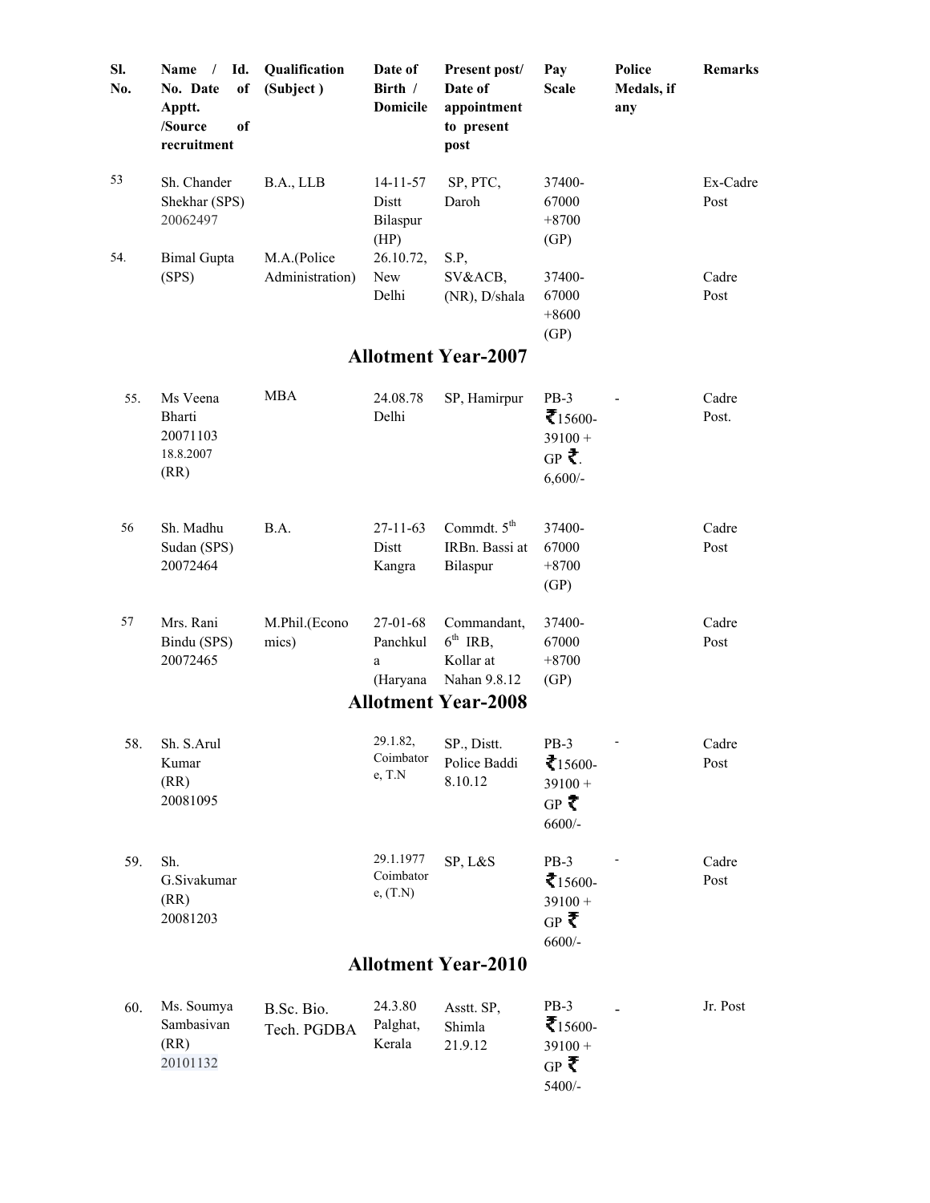| Sl. No. | Name / Id. No. Date of Apptt. /Source of recruitment | Qualification (Subject ) | Date of Birth / Domicile | Present post/ Date of appointment to present post | Pay Scale | Police Medals, if any | Remarks |
|---|---|---|---|---|---|---|---|
| 53 | Sh. Chander Shekhar (SPS) 20062497 | B.A., LLB | 14-11-57 Distt Bilaspur (HP) | SP, PTC, Daroh | 37400-67000 +8700 (GP) | | Ex-Cadre Post |
| 54. | Bimal Gupta (SPS) | M.A.(Police Administration) | 26.10.72, New Delhi | S.P, SV&ACB, (NR), D/shala | 37400-67000 +8600 (GP) | | Cadre Post |

## Allotment Year-2007

| Sl. No. | Name / Id. No. Date of Apptt. /Source of recruitment | Qualification (Subject ) | Date of Birth / Domicile | Present post/ Date of appointment to present post | Pay Scale | Police Medals, if any | Remarks |
|---|---|---|---|---|---|---|---|
| 55. | Ms Veena Bharti 20071103 18.8.2007 (RR) | MBA | 24.08.78 Delhi | SP, Hamirpur | PB-3 ₹15600-39100 + GP ₹. 6,600/- | - | Cadre Post. |
| 56 | Sh. Madhu Sudan (SPS) 20072464 | B.A. | 27-11-63 Distt Kangra | Commdt. 5th IRBn. Bassi at Bilaspur | 37400-67000 +8700 (GP) | | Cadre Post |
| 57 | Mrs. Rani Bindu (SPS) 20072465 | M.Phil.(Economics) | 27-01-68 Panchkula (Haryana | Commandant, 6th IRB, Kollar at Nahan 9.8.12 | 37400-67000 +8700 (GP) | | Cadre Post |

## Allotment Year-2008

| Sl. No. | Name / Id. No. Date of Apptt. /Source of recruitment | Qualification (Subject ) | Date of Birth / Domicile | Present post/ Date of appointment to present post | Pay Scale | Police Medals, if any | Remarks |
|---|---|---|---|---|---|---|---|
| 58. | Sh. S.Arul Kumar (RR) 20081095 | | 29.1.82, Coimbatore, T.N | SP., Distt. Police Baddi 8.10.12 | PB-3 ₹15600-39100 + GP ₹ 6600/- | - | Cadre Post |
| 59. | Sh. G.Sivakumar (RR) 20081203 | | 29.1.1977 Coimbatore, (T.N) | SP, L&S | PB-3 ₹15600-39100 + GP ₹ 6600/- | - | Cadre Post |

## Allotment Year-2010

| Sl. No. | Name / Id. No. Date of Apptt. /Source of recruitment | Qualification (Subject ) | Date of Birth / Domicile | Present post/ Date of appointment to present post | Pay Scale | Police Medals, if any | Remarks |
|---|---|---|---|---|---|---|---|
| 60. | Ms. Soumya Sambasivan (RR) 20101132 | B.Sc. Bio. Tech. PGDBA | 24.3.80 Palghat, Kerala | Asstt. SP, Shimla 21.9.12 | PB-3 ₹15600-39100 + GP ₹ 5400/- | - | Jr. Post |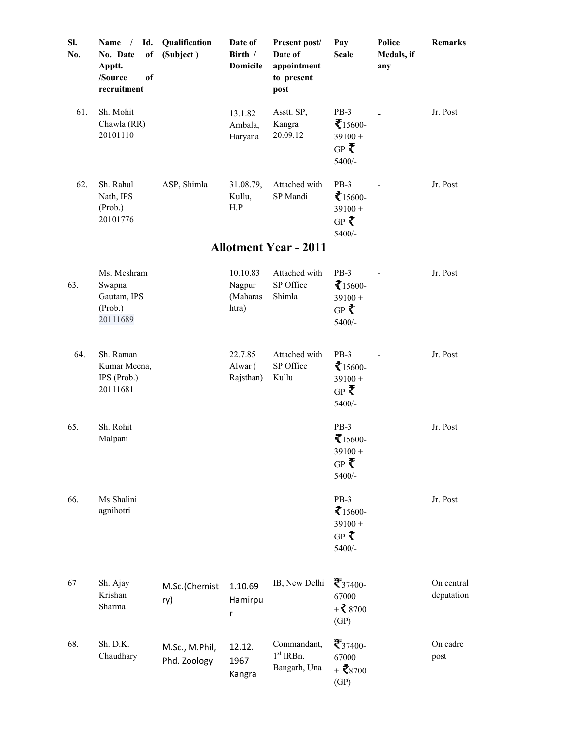| Sl. No. | Name / Id. No. Date of Apptt. /Source of recruitment | Qualification (Subject ) | Date of Birth / Domicile | Present post/ Date of appointment to present post | Pay Scale | Police Medals, if any | Remarks |
|---|---|---|---|---|---|---|---|
| 61. | Sh. Mohit Chawla (RR) 20101110 | | 13.1.82 Ambala, Haryana | Asstt. SP, Kangra 20.09.12 | PB-3 ₹15600-39100 + GP ₹ 5400/- | - | Jr. Post |
| 62. | Sh. Rahul Nath, IPS (Prob.) 20101776 | ASP, Shimla | 31.08.79, Kullu, H.P | Attached with SP Mandi | PB-3 ₹15600-39100 + GP ₹ 5400/- | - | Jr. Post |
| | | | **Allotment Year - 2011** | | | | |
| 63. | Ms. Meshram Swapna Gautam, IPS (Prob.) 20111689 | | 10.10.83 Nagpur (Maharashtra) | Attached with SP Office Shimla | PB-3 ₹15600-39100 + GP ₹ 5400/- | - | Jr. Post |
| 64. | Sh. Raman Kumar Meena, IPS (Prob.) 20111681 | | 22.7.85 Alwar ( Rajsthan) | Attached with SP Office Kullu | PB-3 ₹15600-39100 + GP ₹ 5400/- | - | Jr. Post |
| 65. | Sh. Rohit Malpani | | | | PB-3 ₹15600-39100 + GP ₹ 5400/- | | Jr. Post |
| 66. | Ms Shalini agnihotri | | | | PB-3 ₹15600-39100 + GP ₹ 5400/- | | Jr. Post |
| 67 | Sh. Ajay Krishan Sharma | M.Sc.(Chemistry) | 1.10.69 Hamirpur | IB, New Delhi | ₹37400-67000 +₹ 8700 (GP) | | On central deputation |
| 68. | Sh. D.K. Chaudhary | M.Sc., M.Phil, Phd. Zoology | 12.12.1967 Kangra | Commandant, 1st IRBn. Bangarh, Una | ₹37400-67000 + ₹8700 (GP) | | On cadre post |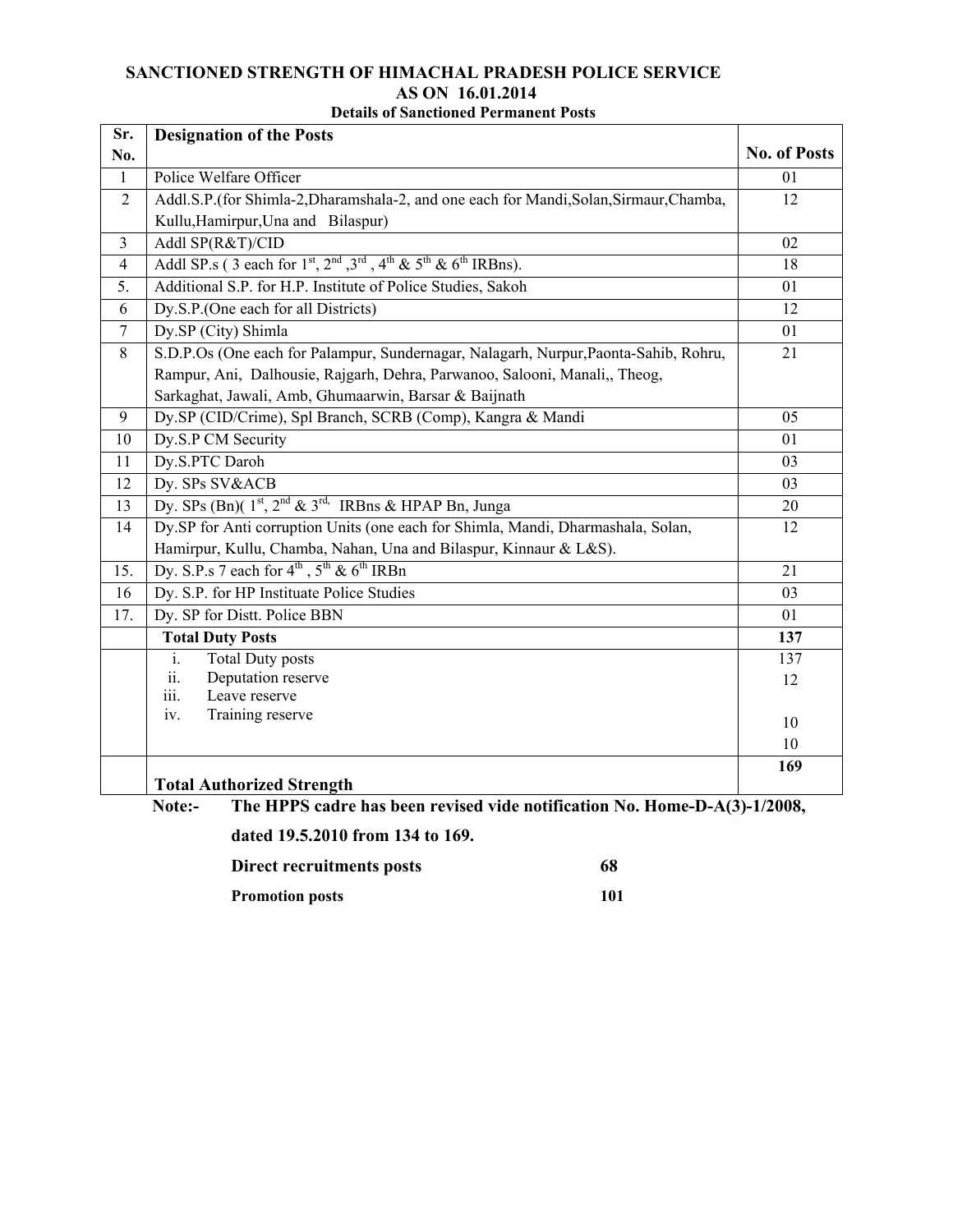**SANCTIONED STRENGTH OF HIMACHAL PRADESH POLICE SERVICE**
**AS ON 16.01.2014**
**Details of Sanctioned Permanent Posts**

| Sr. No. | Designation of the Posts | No. of Posts |
|---|---|---|
| 1 | Police Welfare Officer | 01 |
| 2 | Addl.S.P.(for Shimla-2,Dharamshala-2, and one each for Mandi,Solan,Sirmaur,Chamba, Kullu,Hamirpur,Una and Bilaspur) | 12 |
| 3 | Addl SP(R&T)/CID | 02 |
| 4 | Addl SP.s ( 3 each for 1st, 2nd ,3rd , 4th & 5th & 6th IRBns). | 18 |
| 5. | Additional S.P. for H.P. Institute of Police Studies, Sakoh | 01 |
| 6 | Dy.S.P.(One each for all Districts) | 12 |
| 7 | Dy.SP (City) Shimla | 01 |
| 8 | S.D.P.Os (One each for Palampur, Sundernagar, Nalagarh, Nurpur,Paonta-Sahib, Rohru, Rampur, Ani, Dalhousie, Rajgarh, Dehra, Parwanoo, Salooni, Manali,, Theog, Sarkaghat, Jawali, Amb, Ghumaarwin, Barsar & Baijnath | 21 |
| 9 | Dy.SP (CID/Crime), Spl Branch, SCRB (Comp), Kangra & Mandi | 05 |
| 10 | Dy.S.P CM Security | 01 |
| 11 | Dy.S.PTC Daroh | 03 |
| 12 | Dy. SPs SV&ACB | 03 |
| 13 | Dy. SPs (Bn)( 1st, 2nd & 3rd, IRBns & HPAP Bn, Junga | 20 |
| 14 | Dy.SP for Anti corruption Units (one each for Shimla, Mandi, Dharmashala, Solan, Hamirpur, Kullu, Chamba, Nahan, Una and Bilaspur, Kinnaur & L&S). | 12 |
| 15. | Dy. S.P.s 7 each for 4th , 5th & 6th IRBn | 21 |
| 16 | Dy. S.P. for HP Instituate Police Studies | 03 |
| 17. | Dy. SP for Distt. Police BBN | 01 |
| | **Total Duty Posts** | **137** |
| | i. Total Duty posts<br>ii. Deputation reserve<br>iii. Leave reserve<br>iv. Training reserve | 137<br>12<br>10<br>10 |
| | **Total Authorized Strength** | **169** |

**Note:- The HPPS cadre has been revised vide notification No. Home-D-A(3)-1/2008, dated 19.5.2010 from 134 to 169.**

| | |
|---|---|
| **Direct recruitments posts** | **68** |
| **Promotion posts** | **101** |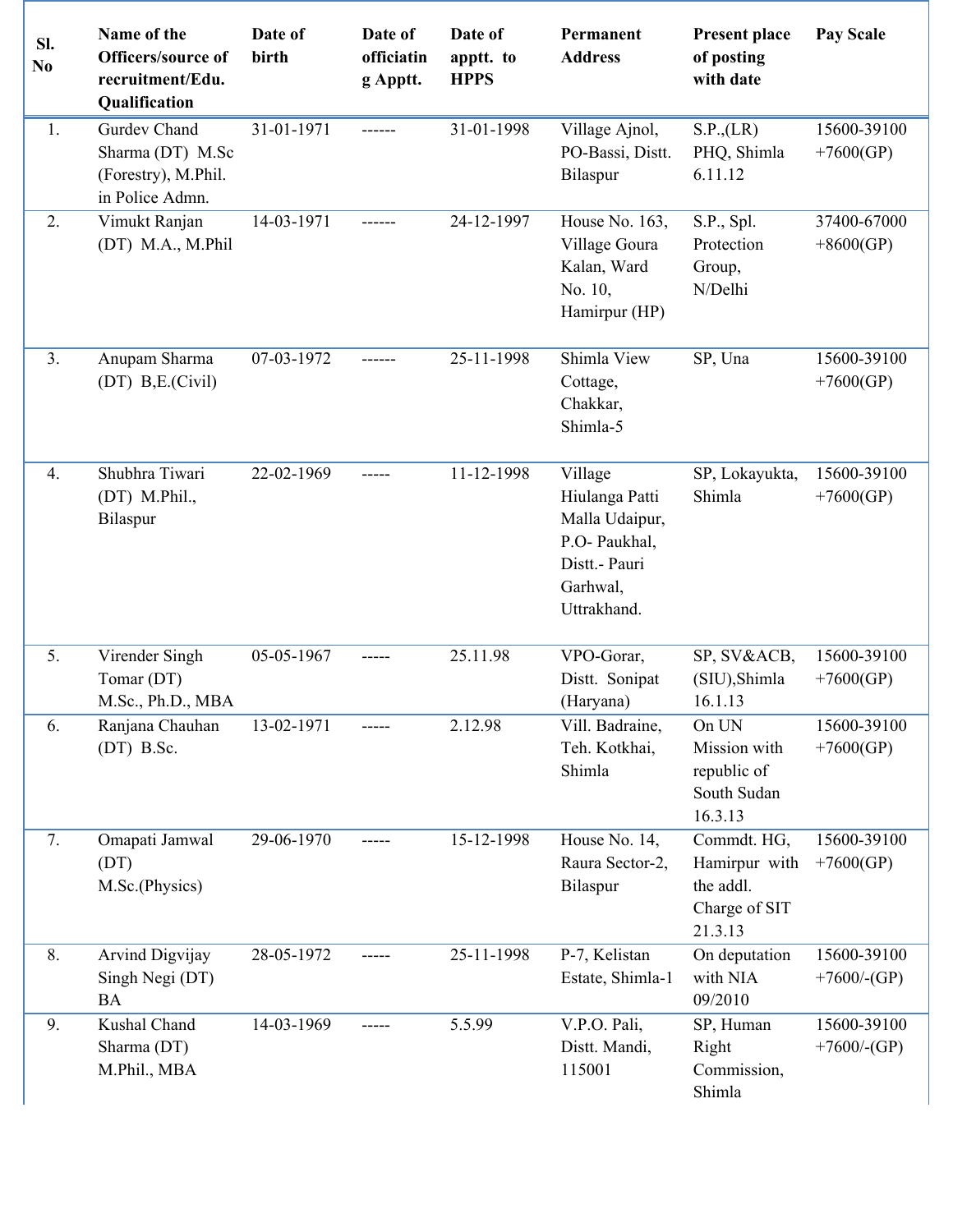| Sl. No | Name of the Officers/source of recruitment/Edu. Qualification | Date of birth | Date of officiating Apptt. | Date of apptt. to HPPS | Permanent Address | Present place of posting with date | Pay Scale |
|---|---|---|---|---|---|---|---|
| 1. | Gurdev Chand Sharma (DT) M.Sc (Forestry), M.Phil. in Police Admn. | 31-01-1971 | ------ | 31-01-1998 | Village Ajnol, PO-Bassi, Distt. Bilaspur | S.P.,(LR) PHQ, Shimla 6.11.12 | 15600-39100 +7600(GP) |
| 2. | Vimukt Ranjan (DT) M.A., M.Phil | 14-03-1971 | ------ | 24-12-1997 | House No. 163, Village Goura Kalan, Ward No. 10, Hamirpur (HP) | S.P., Spl. Protection Group, N/Delhi | 37400-67000 +8600(GP) |
| 3. | Anupam Sharma (DT) B,E.(Civil) | 07-03-1972 | ------ | 25-11-1998 | Shimla View Cottage, Chakkar, Shimla-5 | SP, Una | 15600-39100 +7600(GP) |
| 4. | Shubhra Tiwari (DT) M.Phil., Bilaspur | 22-02-1969 | ----- | 11-12-1998 | Village Hiulanga Patti Malla Udaipur, P.O- Paukhal, Distt.- Pauri Garhwal, Uttrakhand. | SP, Lokayukta, Shimla | 15600-39100 +7600(GP) |
| 5. | Virender Singh Tomar (DT) M.Sc., Ph.D., MBA | 05-05-1967 | ----- | 25.11.98 | VPO-Gorar, Distt. Sonipat (Haryana) | SP, SV&ACB, (SIU),Shimla 16.1.13 | 15600-39100 +7600(GP) |
| 6. | Ranjana Chauhan (DT) B.Sc. | 13-02-1971 | ----- | 2.12.98 | Vill. Badraine, Teh. Kotkhai, Shimla | On UN Mission with republic of South Sudan 16.3.13 | 15600-39100 +7600(GP) |
| 7. | Omapati Jamwal (DT) M.Sc.(Physics) | 29-06-1970 | ----- | 15-12-1998 | House No. 14, Raura Sector-2, Bilaspur | Commdt. HG, Hamirpur with the addl. Charge of SIT 21.3.13 | 15600-39100 +7600(GP) |
| 8. | Arvind Digvijay Singh Negi (DT) BA | 28-05-1972 | ----- | 25-11-1998 | P-7, Kelistan Estate, Shimla-1 | On deputation with NIA 09/2010 | 15600-39100 +7600/-(GP) |
| 9. | Kushal Chand Sharma (DT) M.Phil., MBA | 14-03-1969 | ----- | 5.5.99 | V.P.O. Pali, Distt. Mandi, 115001 | SP, Human Right Commission, Shimla | 15600-39100 +7600/-(GP) |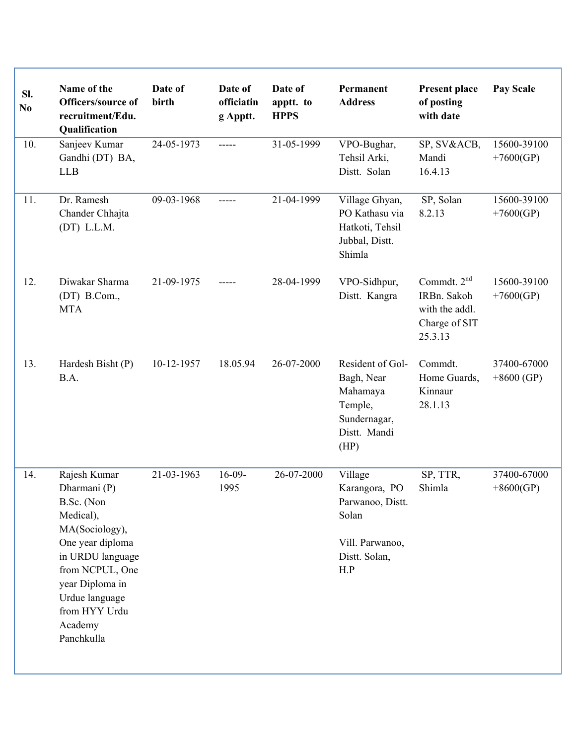| Sl. No | Name of the Officers/source of recruitment/Edu. Qualification | Date of birth | Date of officiating Apptt. | Date of apptt. to HPPS | Permanent Address | Present place of posting with date | Pay Scale |
|---|---|---|---|---|---|---|---|
| 10. | Sanjeev Kumar Gandhi (DT) BA, LLB | 24-05-1973 | ----- | 31-05-1999 | VPO-Bughar, Tehsil Arki, Distt. Solan | SP, SV&ACB, Mandi 16.4.13 | 15600-39100 +7600(GP) |
| 11. | Dr. Ramesh Chander Chhajta (DT) L.L.M. | 09-03-1968 | ----- | 21-04-1999 | Village Ghyan, PO Kathasu via Hatkoti, Tehsil Jubbal, Distt. Shimla | SP, Solan 8.2.13 | 15600-39100 +7600(GP) |
| 12. | Diwakar Sharma (DT) B.Com., MTA | 21-09-1975 | ----- | 28-04-1999 | VPO-Sidhpur, Distt. Kangra | Commdt. 2nd IRBn. Sakoh with the addl. Charge of SIT 25.3.13 | 15600-39100 +7600(GP) |
| 13. | Hardesh Bisht (P) B.A. | 10-12-1957 | 18.05.94 | 26-07-2000 | Resident of Gol-Bagh, Near Mahamaya Temple, Sundernagar, Distt. Mandi (HP) | Commdt. Home Guards, Kinnaur 28.1.13 | 37400-67000 +8600 (GP) |
| 14. | Rajesh Kumar Dharmani (P) B.Sc. (Non Medical), MA(Sociology), One year diploma in URDU language from NCPUL, One year Diploma in Urdue language from HYY Urdu Academy Panchkulla | 21-03-1963 | 16-09-1995 | 26-07-2000 | Village Karangora, PO Parwanoo, Distt. Solan<br><br>Vill. Parwanoo, Distt. Solan, H.P | SP, TTR, Shimla | 37400-67000 +8600(GP) |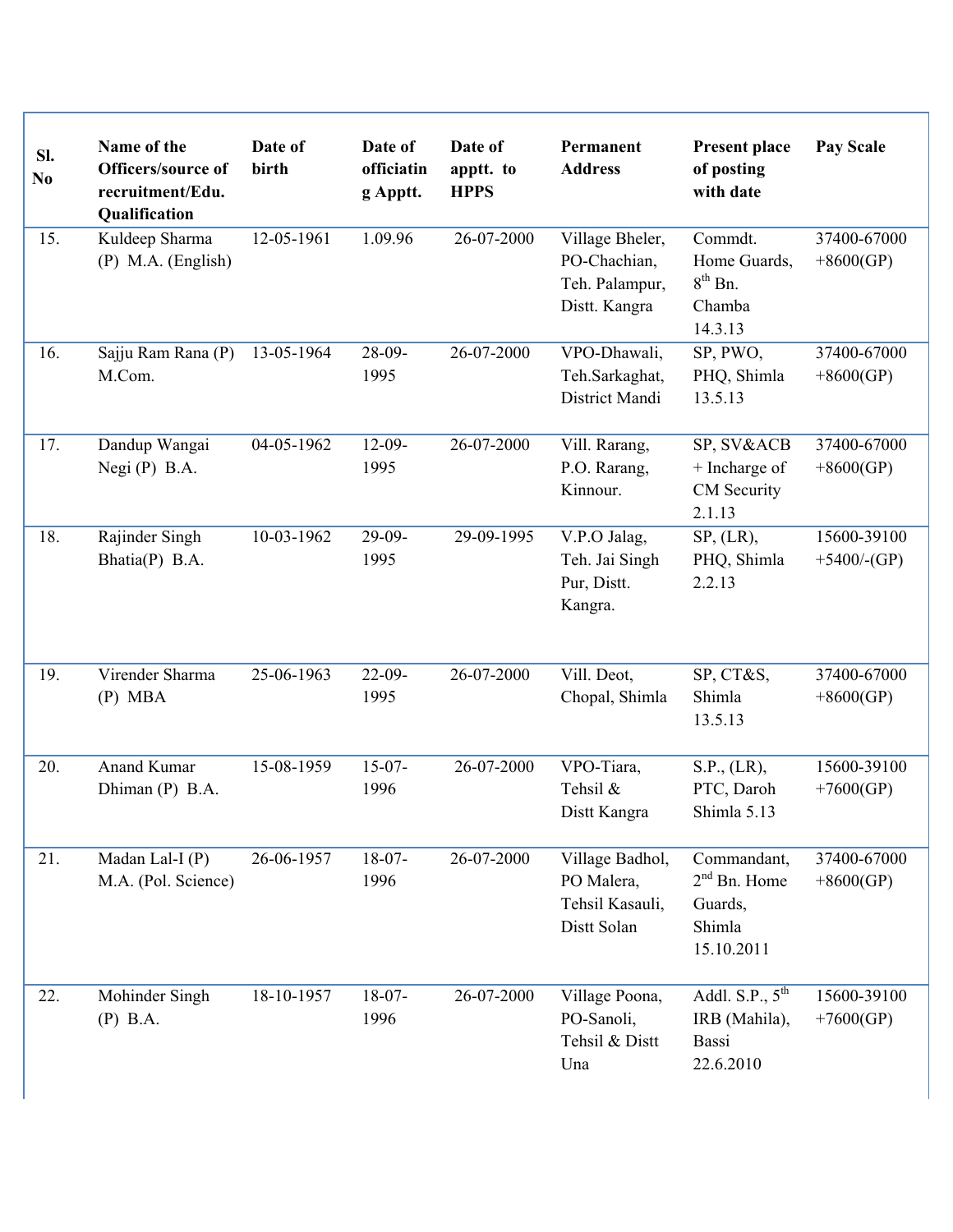| Sl. No | Name of the Officers/source of recruitment/Edu. Qualification | Date of birth | Date of officiating Apptt. | Date of apptt. to HPPS | Permanent Address | Present place of posting with date | Pay Scale |
|---|---|---|---|---|---|---|---|
| 15. | Kuldeep Sharma (P) M.A. (English) | 12-05-1961 | 1.09.96 | 26-07-2000 | Village Bheler, PO-Chachian, Teh. Palampur, Distt. Kangra | Commdt. Home Guards, 8th Bn. Chamba 14.3.13 | 37400-67000 +8600(GP) |
| 16. | Sajju Ram Rana (P) M.Com. | 13-05-1964 | 28-09-1995 | 26-07-2000 | VPO-Dhawali, Teh.Sarkaghat, District Mandi | SP, PWO, PHQ, Shimla 13.5.13 | 37400-67000 +8600(GP) |
| 17. | Dandup Wangai Negi (P) B.A. | 04-05-1962 | 12-09-1995 | 26-07-2000 | Vill. Rarang, P.O. Rarang, Kinnour. | SP, SV&ACB + Incharge of CM Security 2.1.13 | 37400-67000 +8600(GP) |
| 18. | Rajinder Singh Bhatia(P) B.A. | 10-03-1962 | 29-09-1995 | 29-09-1995 | V.P.O Jalag, Teh. Jai Singh Pur, Distt. Kangra. | SP, (LR), PHQ, Shimla 2.2.13 | 15600-39100 +5400/-(GP) |
| 19. | Virender Sharma (P) MBA | 25-06-1963 | 22-09-1995 | 26-07-2000 | Vill. Deot, Chopal, Shimla | SP, CT&S, Shimla 13.5.13 | 37400-67000 +8600(GP) |
| 20. | Anand Kumar Dhiman (P) B.A. | 15-08-1959 | 15-07-1996 | 26-07-2000 | VPO-Tiara, Tehsil & Distt Kangra | S.P., (LR), PTC, Daroh Shimla 5.13 | 15600-39100 +7600(GP) |
| 21. | Madan Lal-I (P) M.A. (Pol. Science) | 26-06-1957 | 18-07-1996 | 26-07-2000 | Village Badhol, PO Malera, Tehsil Kasauli, Distt Solan | Commandant, 2nd Bn. Home Guards, Shimla 15.10.2011 | 37400-67000 +8600(GP) |
| 22. | Mohinder Singh (P) B.A. | 18-10-1957 | 18-07-1996 | 26-07-2000 | Village Poona, PO-Sanoli, Tehsil & Distt Una | Addl. S.P., 5th IRB (Mahila), Bassi 22.6.2010 | 15600-39100 +7600(GP) |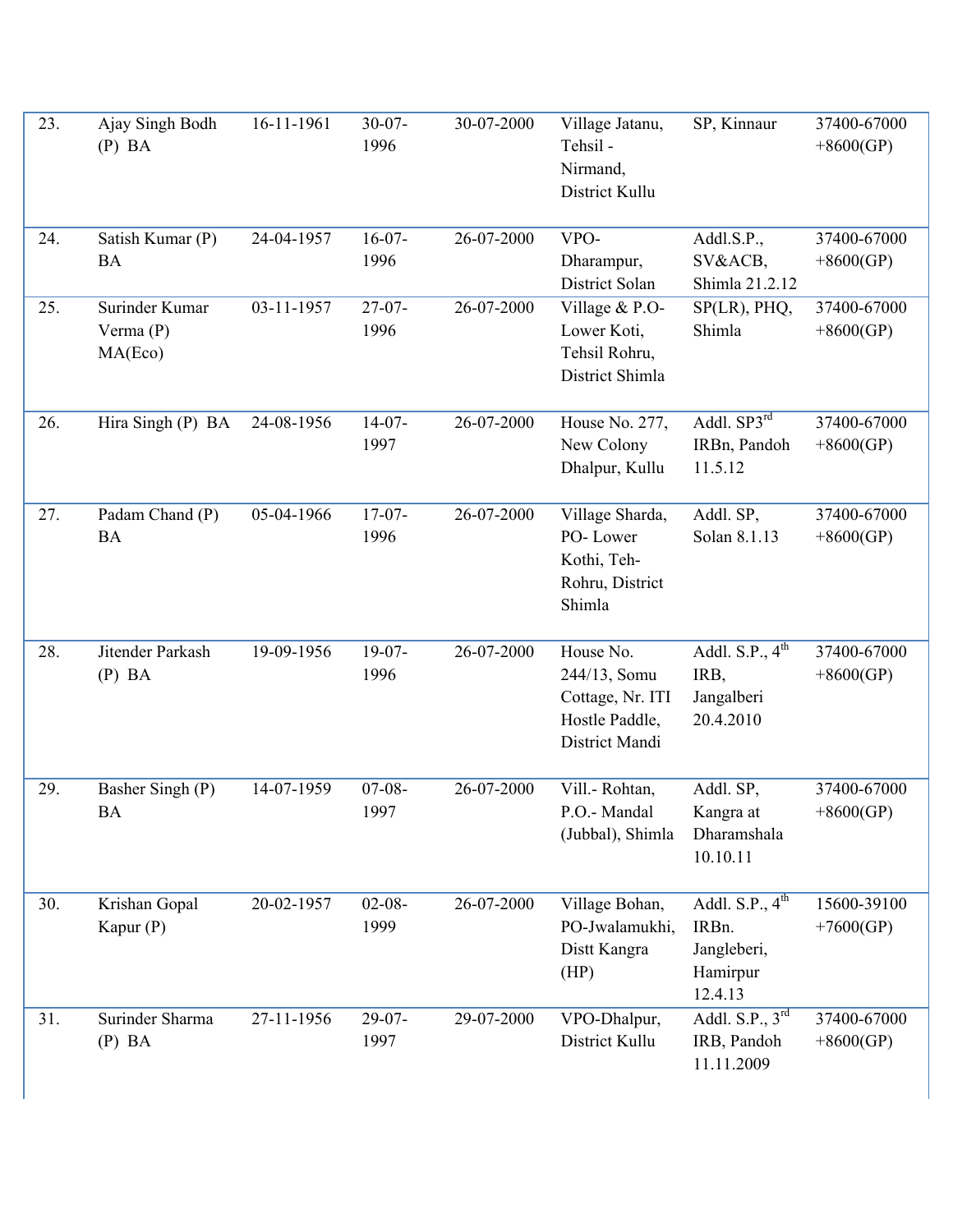| 23. | Ajay Singh Bodh (P) BA | 16-11-1961 | 30-07-1996 | 30-07-2000 | Village Jatanu, Tehsil - Nirmand, District Kullu | SP, Kinnaur | 37400-67000 +8600(GP) |
|---|---|---|---|---|---|---|---|
| 24. | Satish Kumar (P) BA | 24-04-1957 | 16-07-1996 | 26-07-2000 | VPO-Dharampur, District Solan | Addl.S.P., SV&ACB, Shimla 21.2.12 | 37400-67000 +8600(GP) |
| 25. | Surinder Kumar Verma (P) MA(Eco) | 03-11-1957 | 27-07-1996 | 26-07-2000 | Village & P.O-Lower Koti, Tehsil Rohru, District Shimla | SP(LR), PHQ, Shimla | 37400-67000 +8600(GP) |
| 26. | Hira Singh (P) BA | 24-08-1956 | 14-07-1997 | 26-07-2000 | House No. 277, New Colony Dhalpur, Kullu | Addl. SP3rd IRBn, Pandoh 11.5.12 | 37400-67000 +8600(GP) |
| 27. | Padam Chand (P) BA | 05-04-1966 | 17-07-1996 | 26-07-2000 | Village Sharda, PO- Lower Kothi, Teh-Rohru, District Shimla | Addl. SP, Solan 8.1.13 | 37400-67000 +8600(GP) |
| 28. | Jitender Parkash (P) BA | 19-09-1956 | 19-07-1996 | 26-07-2000 | House No. 244/13, Somu Cottage, Nr. ITI Hostle Paddle, District Mandi | Addl. S.P., 4th IRB, Jangalberi 20.4.2010 | 37400-67000 +8600(GP) |
| 29. | Basher Singh (P) BA | 14-07-1959 | 07-08-1997 | 26-07-2000 | Vill.- Rohtan, P.O.- Mandal (Jubbal), Shimla | Addl. SP, Kangra at Dharamshala 10.10.11 | 37400-67000 +8600(GP) |
| 30. | Krishan Gopal Kapur (P) | 20-02-1957 | 02-08-1999 | 26-07-2000 | Village Bohan, PO-Jwalamukhi, Distt Kangra (HP) | Addl. S.P., 4th IRBn. Jangleberi, Hamirpur 12.4.13 | 15600-39100 +7600(GP) |
| 31. | Surinder Sharma (P) BA | 27-11-1956 | 29-07-1997 | 29-07-2000 | VPO-Dhalpur, District Kullu | Addl. S.P., 3rd IRB, Pandoh 11.11.2009 | 37400-67000 +8600(GP) |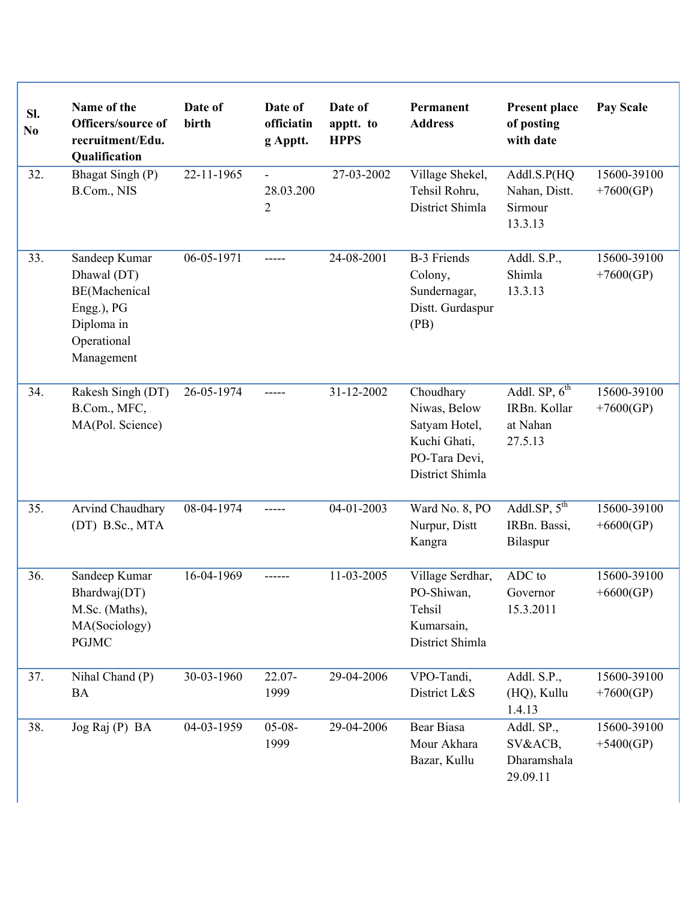| Sl. No | Name of the Officers/source of recruitment/Edu. Qualification | Date of birth | Date of officiating Apptt. | Date of apptt. to HPPS | Permanent Address | Present place of posting with date | Pay Scale |
|---|---|---|---|---|---|---|---|
| 32. | Bhagat Singh (P) B.Com., NIS | 22-11-1965 | -28.03.2002 | 27-03-2002 | Village Shekel, Tehsil Rohru, District Shimla | Addl.S.P(HQ Nahan, Distt. Sirmour 13.3.13 | 15600-39100 +7600(GP) |
| 33. | Sandeep Kumar Dhawal (DT) BE(Machenical Engg.), PG Diploma in Operational Management | 06-05-1971 | ----- | 24-08-2001 | B-3 Friends Colony, Sundernagar, Distt. Gurdaspur (PB) | Addl. S.P., Shimla 13.3.13 | 15600-39100 +7600(GP) |
| 34. | Rakesh Singh (DT) B.Com., MFC, MA(Pol. Science) | 26-05-1974 | ----- | 31-12-2002 | Choudhary Niwas, Below Satyam Hotel, Kuchi Ghati, PO-Tara Devi, District Shimla | Addl. SP, 6th IRBn. Kollar at Nahan 27.5.13 | 15600-39100 +7600(GP) |
| 35. | Arvind Chaudhary (DT) B.Sc., MTA | 08-04-1974 | ----- | 04-01-2003 | Ward No. 8, PO Nurpur, Distt Kangra | Addl.SP, 5th IRBn. Bassi, Bilaspur | 15600-39100 +6600(GP) |
| 36. | Sandeep Kumar Bhardwaj(DT) M.Sc. (Maths), MA(Sociology) PGJMC | 16-04-1969 | ------ | 11-03-2005 | Village Serdhar, PO-Shiwan, Tehsil Kumarsain, District Shimla | ADC to Governor 15.3.2011 | 15600-39100 +6600(GP) |
| 37. | Nihal Chand (P) BA | 30-03-1960 | 22.07-1999 | 29-04-2006 | VPO-Tandi, District L&S | Addl. S.P., (HQ), Kullu 1.4.13 | 15600-39100 +7600(GP) |
| 38. | Jog Raj (P) BA | 04-03-1959 | 05-08-1999 | 29-04-2006 | Bear Biasa Mour Akhara Bazar, Kullu | Addl. SP., SV&ACB, Dharamshala 29.09.11 | 15600-39100 +5400(GP) |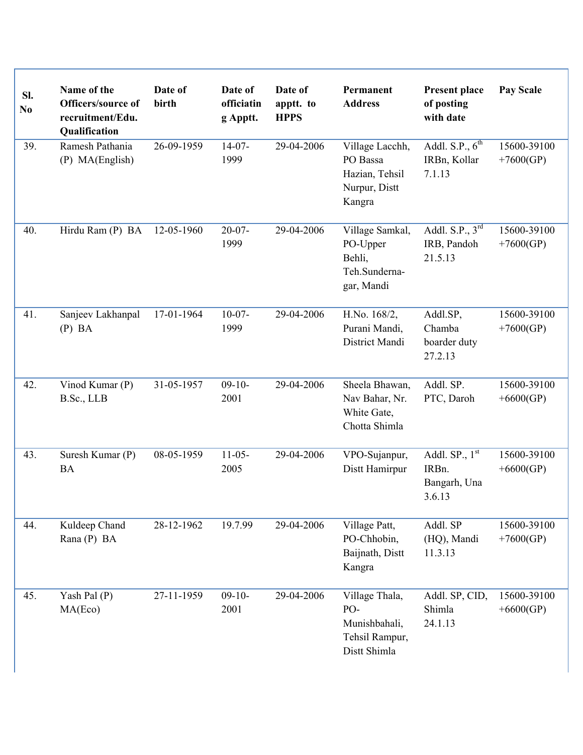| Sl. No | Name of the Officers/source of recruitment/Edu. Qualification | Date of birth | Date of officiating Apptt. | Date of apptt. to HPPS | Permanent Address | Present place of posting with date | Pay Scale |
|---|---|---|---|---|---|---|---|
| 39. | Ramesh Pathania (P) MA(English) | 26-09-1959 | 14-07-1999 | 29-04-2006 | Village Lacchh, PO Bassa Hazian, Tehsil Nurpur, Distt Kangra | Addl. S.P., 6th IRBn, Kollar 7.1.13 | 15600-39100 +7600(GP) |
| 40. | Hirdu Ram (P) BA | 12-05-1960 | 20-07-1999 | 29-04-2006 | Village Samkal, PO-Upper Behli, Teh.Sunderna-gar, Mandi | Addl. S.P., 3rd IRB, Pandoh 21.5.13 | 15600-39100 +7600(GP) |
| 41. | Sanjeev Lakhanpal (P) BA | 17-01-1964 | 10-07-1999 | 29-04-2006 | H.No. 168/2, Purani Mandi, District Mandi | Addl.SP, Chamba boarder duty 27.2.13 | 15600-39100 +7600(GP) |
| 42. | Vinod Kumar (P) B.Sc., LLB | 31-05-1957 | 09-10-2001 | 29-04-2006 | Sheela Bhawan, Nav Bahar, Nr. White Gate, Chotta Shimla | Addl. SP. PTC, Daroh | 15600-39100 +6600(GP) |
| 43. | Suresh Kumar (P) BA | 08-05-1959 | 11-05-2005 | 29-04-2006 | VPO-Sujanpur, Distt Hamirpur | Addl. SP., 1st IRBn. Bangarh, Una 3.6.13 | 15600-39100 +6600(GP) |
| 44. | Kuldeep Chand Rana (P) BA | 28-12-1962 | 19.7.99 | 29-04-2006 | Village Patt, PO-Chhobin, Baijnath, Distt Kangra | Addl. SP (HQ), Mandi 11.3.13 | 15600-39100 +7600(GP) |
| 45. | Yash Pal (P) MA(Eco) | 27-11-1959 | 09-10-2001 | 29-04-2006 | Village Thala, PO-Munishbahali, Tehsil Rampur, Distt Shimla | Addl. SP, CID, Shimla 24.1.13 | 15600-39100 +6600(GP) |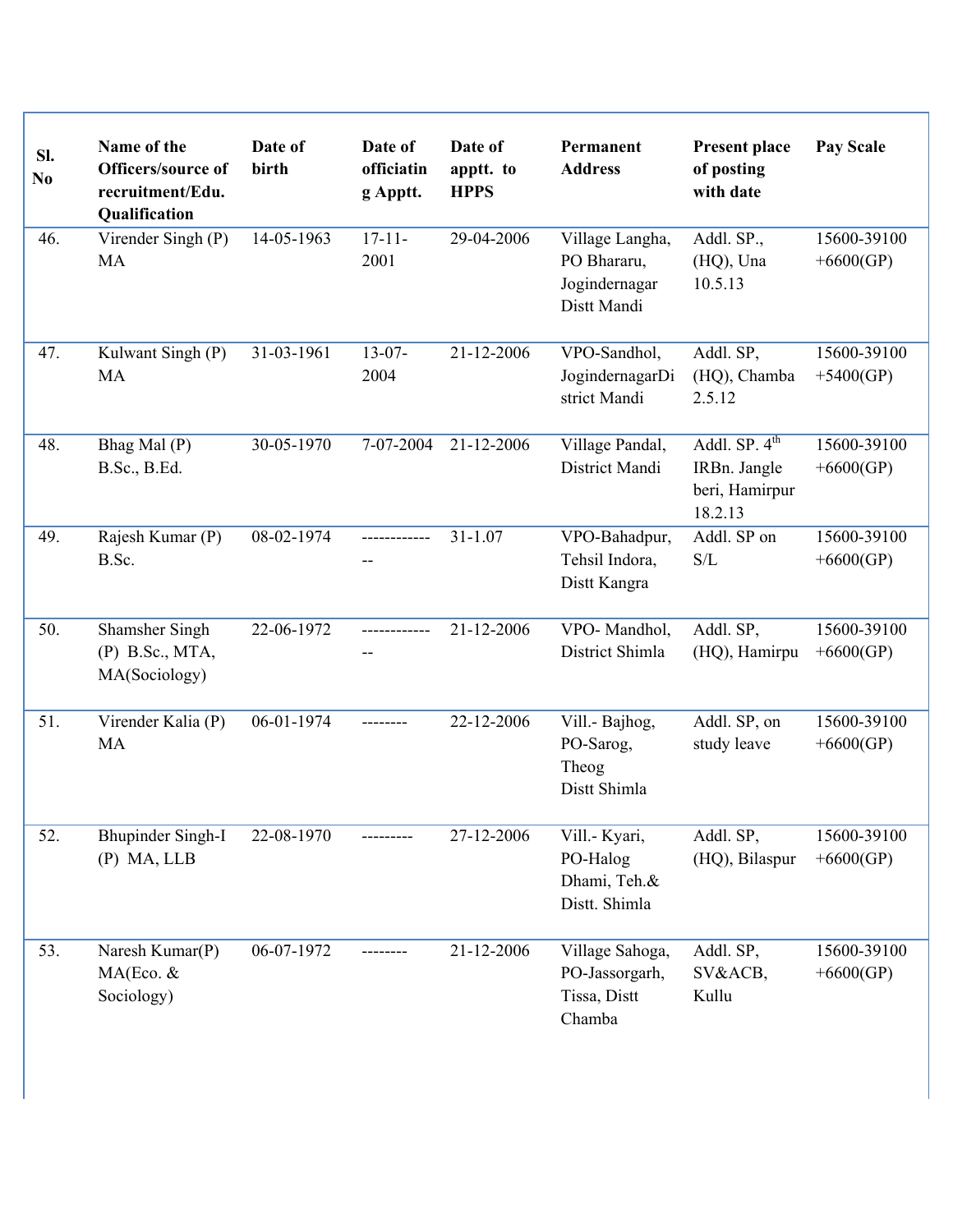| Sl. No | Name of the Officers/source of recruitment/Edu. Qualification | Date of birth | Date of officiating Apptt. | Date of apptt. to HPPS | Permanent Address | Present place of posting with date | Pay Scale |
|---|---|---|---|---|---|---|---|
| 46. | Virender Singh (P) MA | 14-05-1963 | 17-11-2001 | 29-04-2006 | Village Langha, PO Bhararu, Jogindernagar Distt Mandi | Addl. SP., (HQ), Una 10.5.13 | 15600-39100 +6600(GP) |
| 47. | Kulwant Singh (P) MA | 31-03-1961 | 13-07-2004 | 21-12-2006 | VPO-Sandhol, JogindernagarDistrict Mandi | Addl. SP, (HQ), Chamba 2.5.12 | 15600-39100 +5400(GP) |
| 48. | Bhag Mal (P) B.Sc., B.Ed. | 30-05-1970 | 7-07-2004 | 21-12-2006 | Village Pandal, District Mandi | Addl. SP. 4th IRBn. Jangle beri, Hamirpur 18.2.13 | 15600-39100 +6600(GP) |
| 49. | Rajesh Kumar (P) B.Sc. | 08-02-1974 | -------------- | 31-1.07 | VPO-Bahadpur, Tehsil Indora, Distt Kangra | Addl. SP on S/L | 15600-39100 +6600(GP) |
| 50. | Shamsher Singh (P) B.Sc., MTA, MA(Sociology) | 22-06-1972 | -------------- | 21-12-2006 | VPO- Mandhol, District Shimla | Addl. SP, (HQ), Hamirpu | 15600-39100 +6600(GP) |
| 51. | Virender Kalia (P) MA | 06-01-1974 | -------- | 22-12-2006 | Vill.- Bajhog, PO-Sarog, Theog Distt Shimla | Addl. SP, on study leave | 15600-39100 +6600(GP) |
| 52. | Bhupinder Singh-I (P) MA, LLB | 22-08-1970 | --------- | 27-12-2006 | Vill.- Kyari, PO-Halog Dhami, Teh.& Distt. Shimla | Addl. SP, (HQ), Bilaspur | 15600-39100 +6600(GP) |
| 53. | Naresh Kumar(P) MA(Eco. & Sociology) | 06-07-1972 | -------- | 21-12-2006 | Village Sahoga, PO-Jassorgarh, Tissa, Distt Chamba | Addl. SP, SV&ACB, Kullu | 15600-39100 +6600(GP) |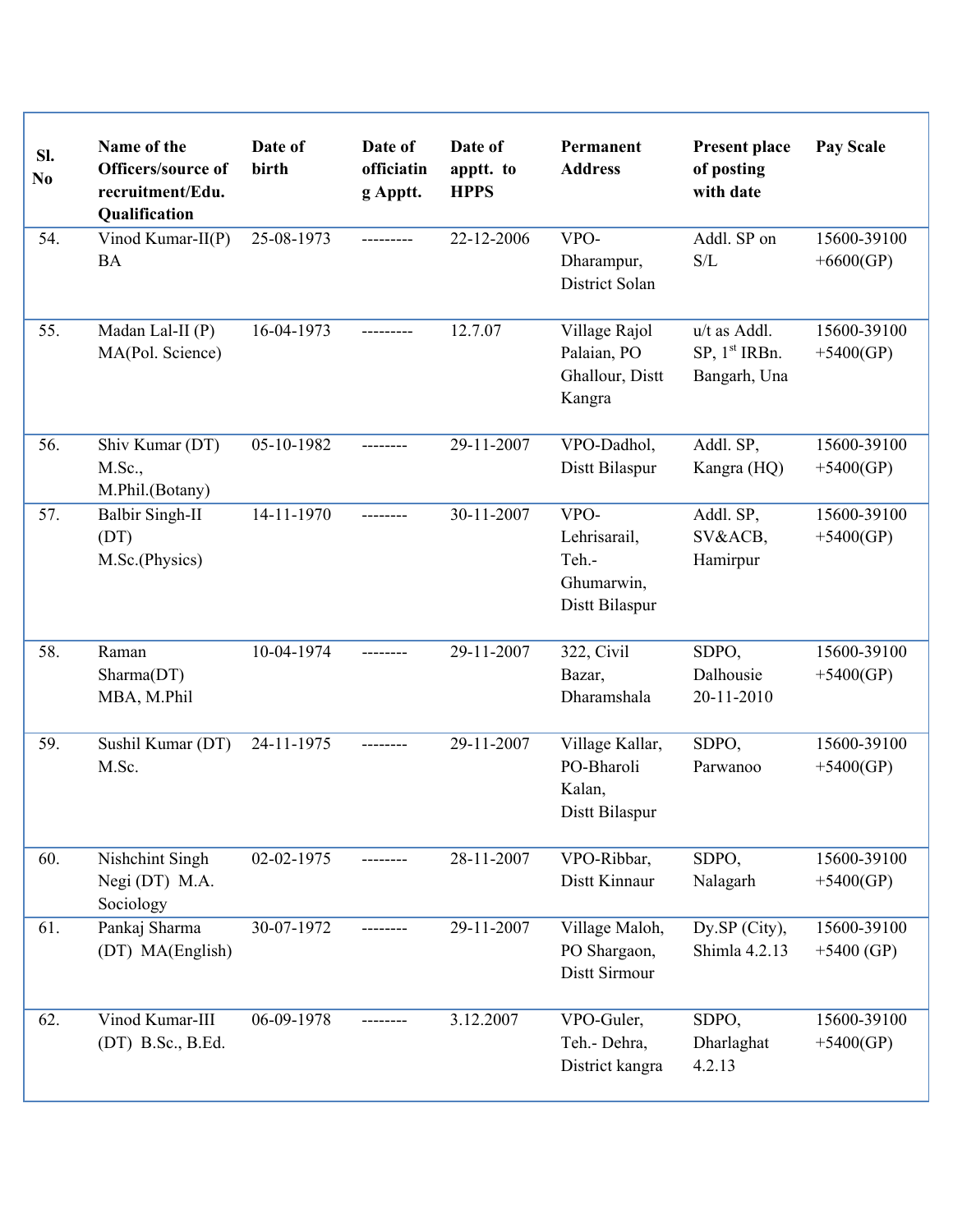| Sl. No | Name of the Officers/source of recruitment/Edu. Qualification | Date of birth | Date of officiating Apptt. | Date of apptt. to HPPS | Permanent Address | Present place of posting with date | Pay Scale |
|---|---|---|---|---|---|---|---|
| 54. | Vinod Kumar-II(P) BA | 25-08-1973 | --------- | 22-12-2006 | VPO-Dharampur, District Solan | Addl. SP on S/L | 15600-39100 +6600(GP) |
| 55. | Madan Lal-II (P) MA(Pol. Science) | 16-04-1973 | --------- | 12.7.07 | Village Rajol Palaian, PO Ghallour, Distt Kangra | u/t as Addl. SP, 1st IRBn. Bangarh, Una | 15600-39100 +5400(GP) |
| 56. | Shiv Kumar (DT) M.Sc., M.Phil.(Botany) | 05-10-1982 | -------- | 29-11-2007 | VPO-Dadhol, Distt Bilaspur | Addl. SP, Kangra (HQ) | 15600-39100 +5400(GP) |
| 57. | Balbir Singh-II (DT) M.Sc.(Physics) | 14-11-1970 | -------- | 30-11-2007 | VPO-Lehrisarail, Teh.-Ghumarwin, Distt Bilaspur | Addl. SP, SV&ACB, Hamirpur | 15600-39100 +5400(GP) |
| 58. | Raman Sharma(DT) MBA, M.Phil | 10-04-1974 | -------- | 29-11-2007 | 322, Civil Bazar, Dharamshala | SDPO, Dalhousie 20-11-2010 | 15600-39100 +5400(GP) |
| 59. | Sushil Kumar (DT) M.Sc. | 24-11-1975 | -------- | 29-11-2007 | Village Kallar, PO-Bharoli Kalan, Distt Bilaspur | SDPO, Parwanoo | 15600-39100 +5400(GP) |
| 60. | Nishchint Singh Negi (DT) M.A. Sociology | 02-02-1975 | -------- | 28-11-2007 | VPO-Ribbar, Distt Kinnaur | SDPO, Nalagarh | 15600-39100 +5400(GP) |
| 61. | Pankaj Sharma (DT) MA(English) | 30-07-1972 | -------- | 29-11-2007 | Village Maloh, PO Shargaon, Distt Sirmour | Dy.SP (City), Shimla 4.2.13 | 15600-39100 +5400 (GP) |
| 62. | Vinod Kumar-III (DT) B.Sc., B.Ed. | 06-09-1978 | -------- | 3.12.2007 | VPO-Guler, Teh.- Dehra, District kangra | SDPO, Dharlaghat 4.2.13 | 15600-39100 +5400(GP) |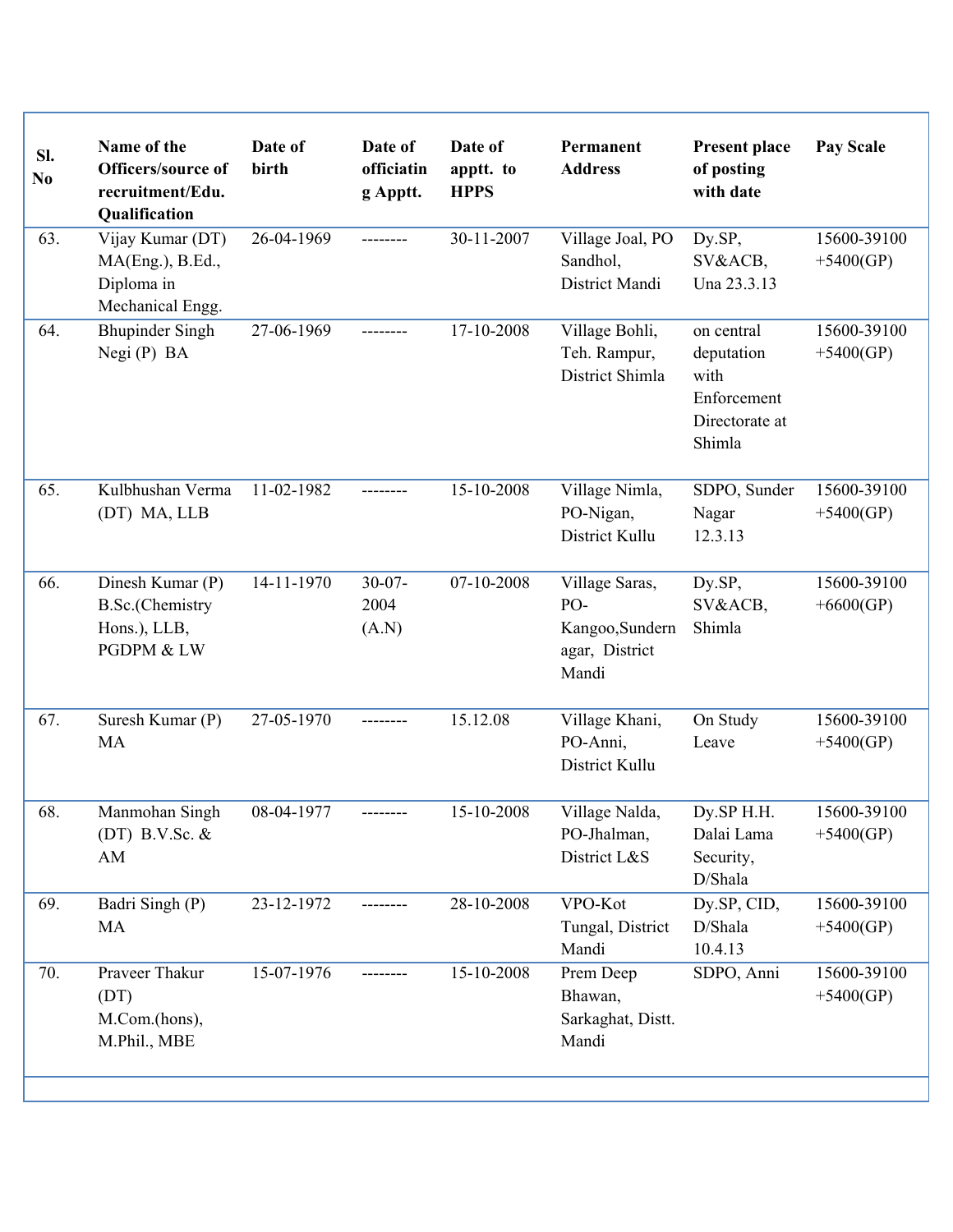| Sl. No | Name of the Officers/source of recruitment/Edu. Qualification | Date of birth | Date of officiating Apptt. | Date of apptt. to HPPS | Permanent Address | Present place of posting with date | Pay Scale |
|---|---|---|---|---|---|---|---|
| 63. | Vijay Kumar (DT) MA(Eng.), B.Ed., Diploma in Mechanical Engg. | 26-04-1969 | -------- | 30-11-2007 | Village Joal, PO Sandhol, District Mandi | Dy.SP, SV&ACB, Una 23.3.13 | 15600-39100 +5400(GP) |
| 64. | Bhupinder Singh Negi (P) BA | 27-06-1969 | -------- | 17-10-2008 | Village Bohli, Teh. Rampur, District Shimla | on central deputation with Enforcement Directorate at Shimla | 15600-39100 +5400(GP) |
| 65. | Kulbhushan Verma (DT) MA, LLB | 11-02-1982 | -------- | 15-10-2008 | Village Nimla, PO-Nigan, District Kullu | SDPO, Sunder Nagar 12.3.13 | 15600-39100 +5400(GP) |
| 66. | Dinesh Kumar (P) B.Sc.(Chemistry Hons.), LLB, PGDPM & LW | 14-11-1970 | 30-07-2004 (A.N) | 07-10-2008 | Village Saras, PO-Kangoo,Sundernagar, District Mandi | Dy.SP, SV&ACB, Shimla | 15600-39100 +6600(GP) |
| 67. | Suresh Kumar (P) MA | 27-05-1970 | -------- | 15.12.08 | Village Khani, PO-Anni, District Kullu | On Study Leave | 15600-39100 +5400(GP) |
| 68. | Manmohan Singh (DT) B.V.Sc. & AM | 08-04-1977 | -------- | 15-10-2008 | Village Nalda, PO-Jhalman, District L&S | Dy.SP H.H. Dalai Lama Security, D/Shala | 15600-39100 +5400(GP) |
| 69. | Badri Singh (P) MA | 23-12-1972 | -------- | 28-10-2008 | VPO-Kot Tungal, District Mandi | Dy.SP, CID, D/Shala 10.4.13 | 15600-39100 +5400(GP) |
| 70. | Praveer Thakur (DT) M.Com.(hons), M.Phil., MBE | 15-07-1976 | -------- | 15-10-2008 | Prem Deep Bhawan, Sarkaghat, Distt. Mandi | SDPO, Anni | 15600-39100 +5400(GP) |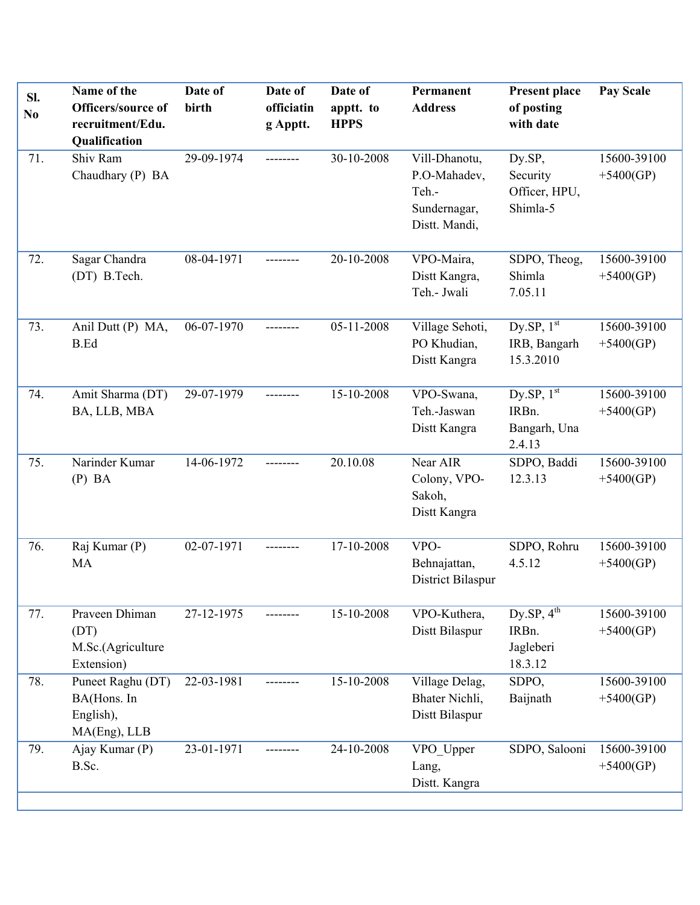| Sl. No | Name of the Officers/source of recruitment/Edu. Qualification | Date of birth | Date of officiating Apptt. | Date of apptt. to HPPS | Permanent Address | Present place of posting with date | Pay Scale |
|---|---|---|---|---|---|---|---|
| 71. | Shiv Ram Chaudhary (P) BA | 29-09-1974 | -------- | 30-10-2008 | Vill-Dhanotu, P.O-Mahadev, Teh.- Sundernagar, Distt. Mandi, | Dy.SP, Security Officer, HPU, Shimla-5 | 15600-39100 +5400(GP) |
| 72. | Sagar Chandra (DT) B.Tech. | 08-04-1971 | -------- | 20-10-2008 | VPO-Maira, Distt Kangra, Teh.- Jwali | SDPO, Theog, Shimla 7.05.11 | 15600-39100 +5400(GP) |
| 73. | Anil Dutt (P) MA, B.Ed | 06-07-1970 | -------- | 05-11-2008 | Village Sehoti, PO Khudian, Distt Kangra | Dy.SP, 1st IRB, Bangarh 15.3.2010 | 15600-39100 +5400(GP) |
| 74. | Amit Sharma (DT) BA, LLB, MBA | 29-07-1979 | -------- | 15-10-2008 | VPO-Swana, Teh.-Jaswan Distt Kangra | Dy.SP, 1st IRBn. Bangarh, Una 2.4.13 | 15600-39100 +5400(GP) |
| 75. | Narinder Kumar (P) BA | 14-06-1972 | -------- | 20.10.08 | Near AIR Colony, VPO-Sakoh, Distt Kangra | SDPO, Baddi 12.3.13 | 15600-39100 +5400(GP) |
| 76. | Raj Kumar (P) MA | 02-07-1971 | -------- | 17-10-2008 | VPO-Behnajattan, District Bilaspur | SDPO, Rohru 4.5.12 | 15600-39100 +5400(GP) |
| 77. | Praveen Dhiman (DT) M.Sc.(Agriculture Extension) | 27-12-1975 | -------- | 15-10-2008 | VPO-Kuthera, Distt Bilaspur | Dy.SP, 4th IRBn. Jagleberi 18.3.12 | 15600-39100 +5400(GP) |
| 78. | Puneet Raghu (DT) BA(Hons. In English), MA(Eng), LLB | 22-03-1981 | -------- | 15-10-2008 | Village Delag, Bhater Nichli, Distt Bilaspur | SDPO, Baijnath | 15600-39100 +5400(GP) |
| 79. | Ajay Kumar (P) B.Sc. | 23-01-1971 | -------- | 24-10-2008 | VPO_Upper Lang, Distt. Kangra | SDPO, Salooni | 15600-39100 +5400(GP) |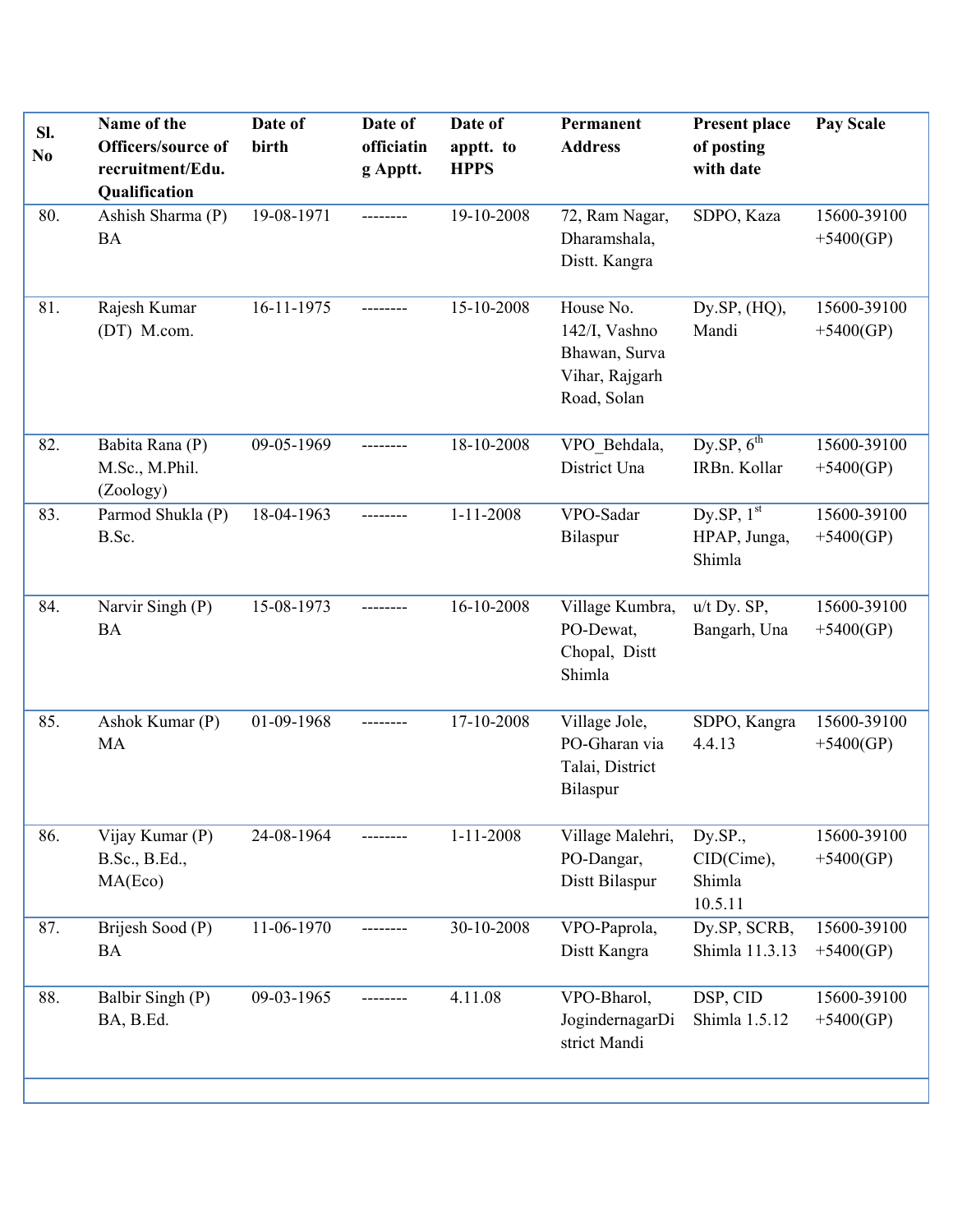| Sl. No | Name of the Officers/source of recruitment/Edu. Qualification | Date of birth | Date of officiating Apptt. | Date of apptt. to HPPS | Permanent Address | Present place of posting with date | Pay Scale |
|---|---|---|---|---|---|---|---|
| 80. | Ashish Sharma (P) BA | 19-08-1971 | -------- | 19-10-2008 | 72, Ram Nagar, Dharamshala, Distt. Kangra | SDPO, Kaza | 15600-39100 +5400(GP) |
| 81. | Rajesh Kumar (DT) M.com. | 16-11-1975 | -------- | 15-10-2008 | House No. 142/I, Vashno Bhawan, Surva Vihar, Rajgarh Road, Solan | Dy.SP, (HQ), Mandi | 15600-39100 +5400(GP) |
| 82. | Babita Rana (P) M.Sc., M.Phil. (Zoology) | 09-05-1969 | -------- | 18-10-2008 | VPO_Behdala, District Una | Dy.SP, 6th IRBn. Kollar | 15600-39100 +5400(GP) |
| 83. | Parmod Shukla (P) B.Sc. | 18-04-1963 | -------- | 1-11-2008 | VPO-Sadar Bilaspur | Dy.SP, 1st HPAP, Junga, Shimla | 15600-39100 +5400(GP) |
| 84. | Narvir Singh (P) BA | 15-08-1973 | -------- | 16-10-2008 | Village Kumbra, PO-Dewat, Chopal, Distt Shimla | u/t Dy. SP, Bangarh, Una | 15600-39100 +5400(GP) |
| 85. | Ashok Kumar (P) MA | 01-09-1968 | -------- | 17-10-2008 | Village Jole, PO-Gharan via Talai, District Bilaspur | SDPO, Kangra 4.4.13 | 15600-39100 +5400(GP) |
| 86. | Vijay Kumar (P) B.Sc., B.Ed., MA(Eco) | 24-08-1964 | -------- | 1-11-2008 | Village Malehri, PO-Dangar, Distt Bilaspur | Dy.SP., CID(Cime), Shimla 10.5.11 | 15600-39100 +5400(GP) |
| 87. | Brijesh Sood (P) BA | 11-06-1970 | -------- | 30-10-2008 | VPO-Paprola, Distt Kangra | Dy.SP, SCRB, Shimla 11.3.13 | 15600-39100 +5400(GP) |
| 88. | Balbir Singh (P) BA, B.Ed. | 09-03-1965 | -------- | 4.11.08 | VPO-Bharol, JogindernagarDistrict Mandi | DSP, CID Shimla 1.5.12 | 15600-39100 +5400(GP) |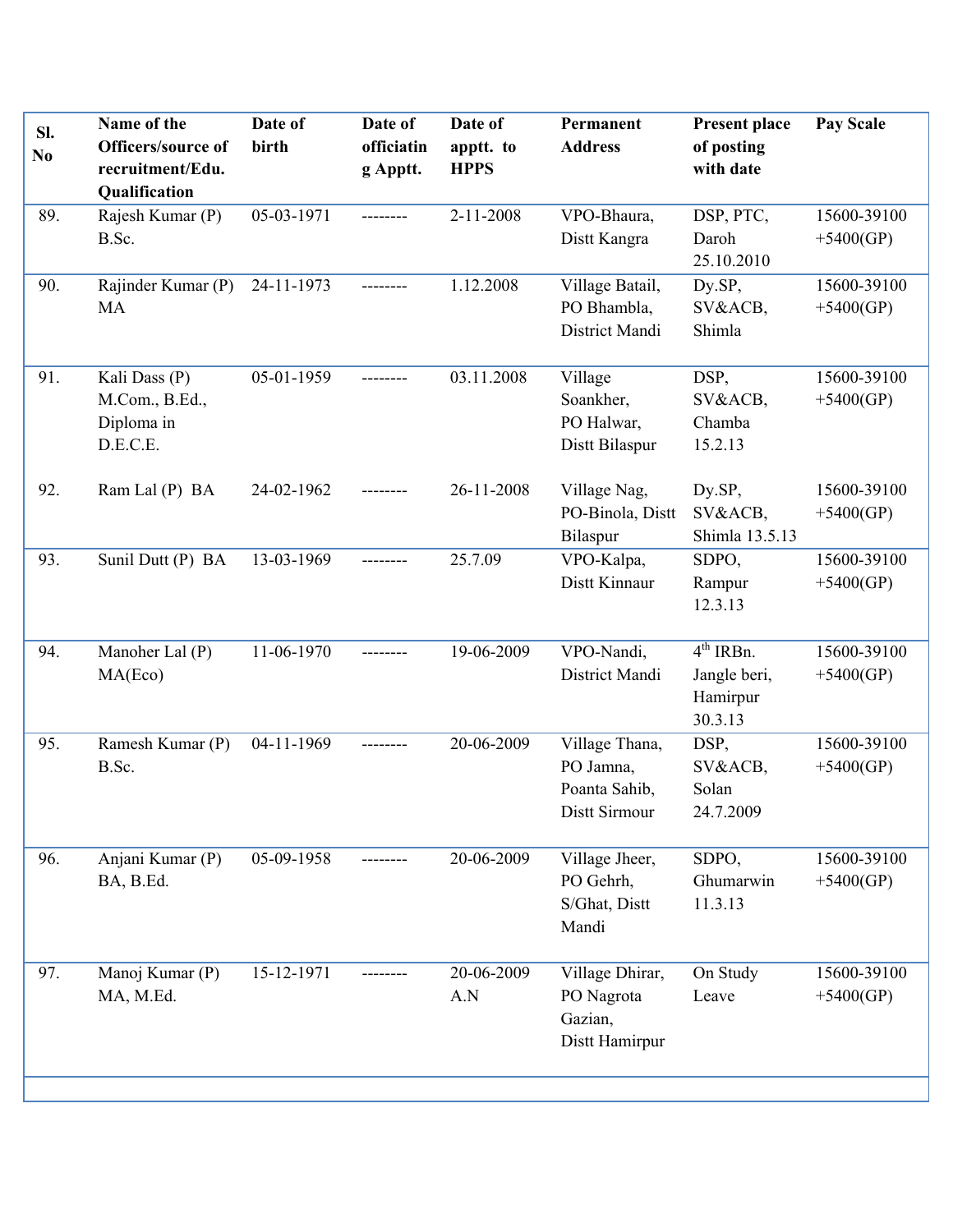| Sl. No | Name of the Officers/source of recruitment/Edu. Qualification | Date of birth | Date of officiating Apptt. | Date of apptt. to HPPS | Permanent Address | Present place of posting with date | Pay Scale |
|---|---|---|---|---|---|---|---|
| 89. | Rajesh Kumar (P) B.Sc. | 05-03-1971 | -------- | 2-11-2008 | VPO-Bhaura, Distt Kangra | DSP, PTC, Daroh 25.10.2010 | 15600-39100 +5400(GP) |
| 90. | Rajinder Kumar (P) MA | 24-11-1973 | -------- | 1.12.2008 | Village Batail, PO Bhambla, District Mandi | Dy.SP, SV&ACB, Shimla | 15600-39100 +5400(GP) |
| 91. | Kali Dass (P) M.Com., B.Ed., Diploma in D.E.C.E. | 05-01-1959 | -------- | 03.11.2008 | Village Soankher, PO Halwar, Distt Bilaspur | DSP, SV&ACB, Chamba 15.2.13 | 15600-39100 +5400(GP) |
| 92. | Ram Lal (P) BA | 24-02-1962 | -------- | 26-11-2008 | Village Nag, PO-Binola, Distt Bilaspur | Dy.SP, SV&ACB, Shimla 13.5.13 | 15600-39100 +5400(GP) |
| 93. | Sunil Dutt (P) BA | 13-03-1969 | -------- | 25.7.09 | VPO-Kalpa, Distt Kinnaur | SDPO, Rampur 12.3.13 | 15600-39100 +5400(GP) |
| 94. | Manoher Lal (P) MA(Eco) | 11-06-1970 | -------- | 19-06-2009 | VPO-Nandi, District Mandi | 4th IRBn. Jangle beri, Hamirpur 30.3.13 | 15600-39100 +5400(GP) |
| 95. | Ramesh Kumar (P) B.Sc. | 04-11-1969 | -------- | 20-06-2009 | Village Thana, PO Jamna, Poanta Sahib, Distt Sirmour | DSP, SV&ACB, Solan 24.7.2009 | 15600-39100 +5400(GP) |
| 96. | Anjani Kumar (P) BA, B.Ed. | 05-09-1958 | -------- | 20-06-2009 | Village Jheer, PO Gehrh, S/Ghat, Distt Mandi | SDPO, Ghumarwin 11.3.13 | 15600-39100 +5400(GP) |
| 97. | Manoj Kumar (P) MA, M.Ed. | 15-12-1971 | -------- | 20-06-2009 A.N | Village Dhirar, PO Nagrota Gazian, Distt Hamirpur | On Study Leave | 15600-39100 +5400(GP) |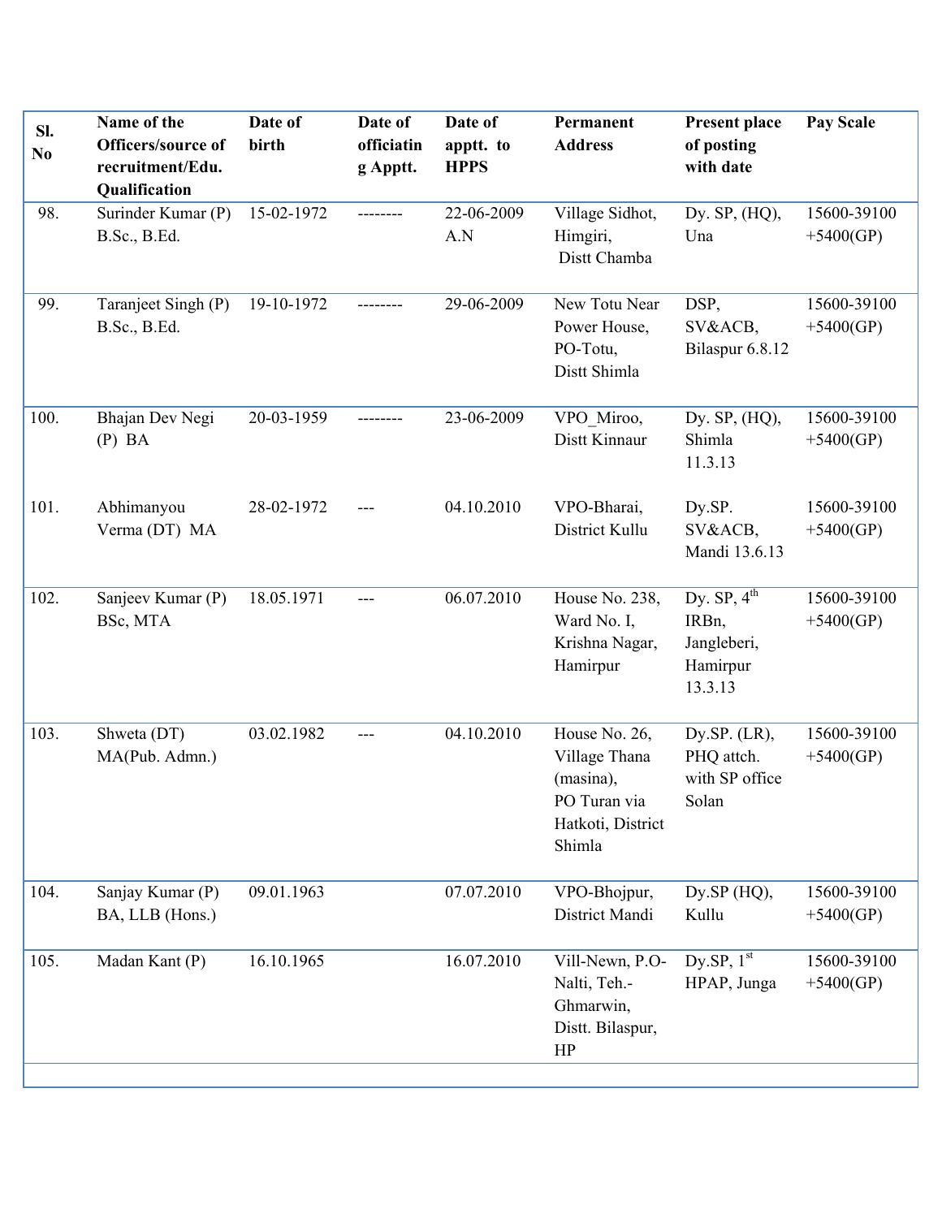| Sl. No | Name of the Officers/source of recruitment/Edu. Qualification | Date of birth | Date of officiating Apptt. | Date of apptt. to HPPS | Permanent Address | Present place of posting with date | Pay Scale |
|---|---|---|---|---|---|---|---|
| 98. | Surinder Kumar (P) B.Sc., B.Ed. | 15-02-1972 | -------- | 22-06-2009 A.N | Village Sidhot, Himgiri, Distt Chamba | Dy. SP, (HQ), Una | 15600-39100 +5400(GP) |
| 99. | Taranjeet Singh (P) B.Sc., B.Ed. | 19-10-1972 | -------- | 29-06-2009 | New Totu Near Power House, PO-Totu, Distt Shimla | DSP, SV&ACB, Bilaspur 6.8.12 | 15600-39100 +5400(GP) |
| 100. | Bhajan Dev Negi (P) BA | 20-03-1959 | -------- | 23-06-2009 | VPO_Miroo, Distt Kinnaur | Dy. SP, (HQ), Shimla 11.3.13 | 15600-39100 +5400(GP) |
| 101. | Abhimanyou Verma (DT) MA | 28-02-1972 | --- | 04.10.2010 | VPO-Bharai, District Kullu | Dy.SP. SV&ACB, Mandi 13.6.13 | 15600-39100 +5400(GP) |
| 102. | Sanjeev Kumar (P) BSc, MTA | 18.05.1971 | --- | 06.07.2010 | House No. 238, Ward No. I, Krishna Nagar, Hamirpur | Dy. SP, 4th IRBn, Jangleberi, Hamirpur 13.3.13 | 15600-39100 +5400(GP) |
| 103. | Shweta (DT) MA(Pub. Admn.) | 03.02.1982 | --- | 04.10.2010 | House No. 26, Village Thana (masina), PO Turan via Hatkoti, District Shimla | Dy.SP. (LR), PHQ attch. with SP office Solan | 15600-39100 +5400(GP) |
| 104. | Sanjay Kumar (P) BA, LLB (Hons.) | 09.01.1963 | | 07.07.2010 | VPO-Bhojpur, District Mandi | Dy.SP (HQ), Kullu | 15600-39100 +5400(GP) |
| 105. | Madan Kant (P) | 16.10.1965 | | 16.07.2010 | Vill-Newn, P.O-Nalti, Teh.-Ghmarwin, Distt. Bilaspur, HP | Dy.SP, 1st HPAP, Junga | 15600-39100 +5400(GP) |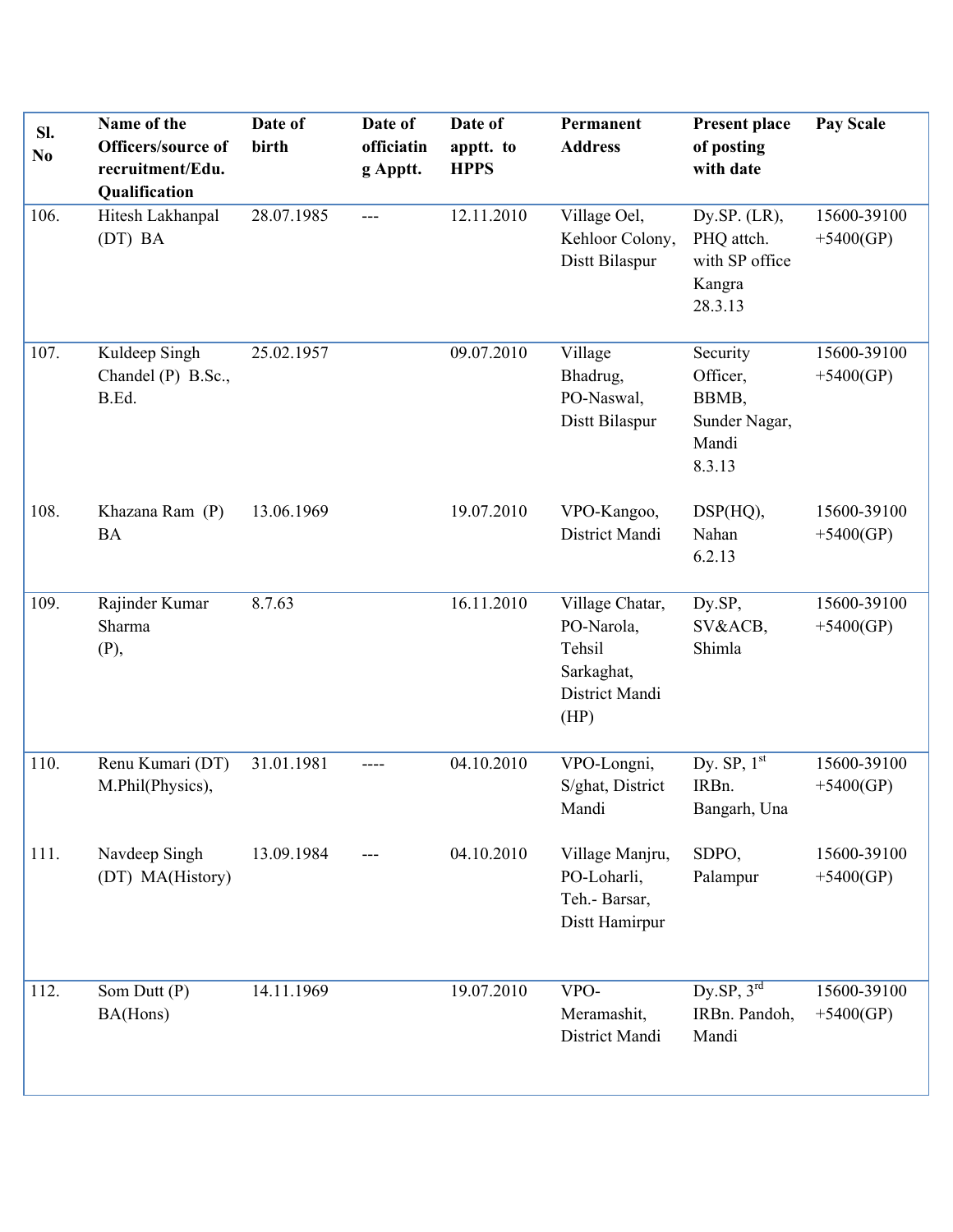| Sl. No | Name of the Officers/source of recruitment/Edu. Qualification | Date of birth | Date of officiating Apptt. | Date of apptt. to HPPS | Permanent Address | Present place of posting with date | Pay Scale |
|---|---|---|---|---|---|---|---|
| 106. | Hitesh Lakhanpal (DT) BA | 28.07.1985 | --- | 12.11.2010 | Village Oel, Kehloor Colony, Distt Bilaspur | Dy.SP. (LR), PHQ attch. with SP office Kangra 28.3.13 | 15600-39100 +5400(GP) |
| 107. | Kuldeep Singh Chandel (P) B.Sc., B.Ed. | 25.02.1957 | | 09.07.2010 | Village Bhadrug, PO-Naswal, Distt Bilaspur | Security Officer, BBMB, Sunder Nagar, Mandi 8.3.13 | 15600-39100 +5400(GP) |
| 108. | Khazana Ram (P) BA | 13.06.1969 | | 19.07.2010 | VPO-Kangoo, District Mandi | DSP(HQ), Nahan 6.2.13 | 15600-39100 +5400(GP) |
| 109. | Rajinder Kumar Sharma (P), | 8.7.63 | | 16.11.2010 | Village Chatar, PO-Narola, Tehsil Sarkaghat, District Mandi (HP) | Dy.SP, SV&ACB, Shimla | 15600-39100 +5400(GP) |
| 110. | Renu Kumari (DT) M.Phil(Physics), | 31.01.1981 | ---- | 04.10.2010 | VPO-Longni, S/ghat, District Mandi | Dy. SP, 1st IRBn. Bangarh, Una | 15600-39100 +5400(GP) |
| 111. | Navdeep Singh (DT) MA(History) | 13.09.1984 | --- | 04.10.2010 | Village Manjru, PO-Loharli, Teh.- Barsar, Distt Hamirpur | SDPO, Palampur | 15600-39100 +5400(GP) |
| 112. | Som Dutt (P) BA(Hons) | 14.11.1969 | | 19.07.2010 | VPO-Meramashit, District Mandi | Dy.SP, 3rd IRBn. Pandoh, Mandi | 15600-39100 +5400(GP) |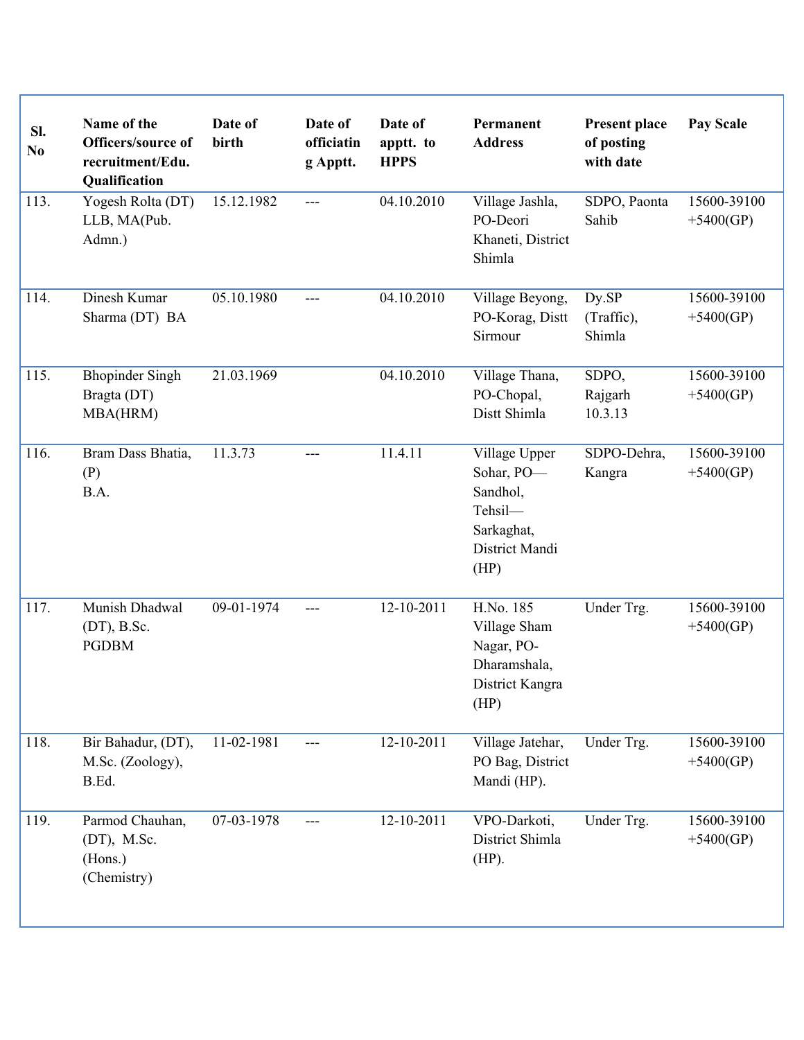| Sl. No | Name of the Officers/source of recruitment/Edu. Qualification | Date of birth | Date of officiating Apptt. | Date of apptt. to HPPS | Permanent Address | Present place of posting with date | Pay Scale |
|---|---|---|---|---|---|---|---|
| 113. | Yogesh Rolta (DT) LLB, MA(Pub. Admn.) | 15.12.1982 | --- | 04.10.2010 | Village Jashla, PO-Deori Khaneti, District Shimla | SDPO, Paonta Sahib | 15600-39100 +5400(GP) |
| 114. | Dinesh Kumar Sharma (DT) BA | 05.10.1980 | --- | 04.10.2010 | Village Beyong, PO-Korag, Distt Sirmour | Dy.SP (Traffic), Shimla | 15600-39100 +5400(GP) |
| 115. | Bhopinder Singh Bragta (DT) MBA(HRM) | 21.03.1969 | | 04.10.2010 | Village Thana, PO-Chopal, Distt Shimla | SDPO, Rajgarh 10.3.13 | 15600-39100 +5400(GP) |
| 116. | Bram Dass Bhatia, (P) B.A. | 11.3.73 | --- | 11.4.11 | Village Upper Sohar, PO—Sandhol, Tehsil—Sarkaghat, District Mandi (HP) | SDPO-Dehra, Kangra | 15600-39100 +5400(GP) |
| 117. | Munish Dhadwal (DT), B.Sc. PGDBM | 09-01-1974 | --- | 12-10-2011 | H.No. 185 Village Sham Nagar, PO-Dharamshala, District Kangra (HP) | Under Trg. | 15600-39100 +5400(GP) |
| 118. | Bir Bahadur, (DT), M.Sc. (Zoology), B.Ed. | 11-02-1981 | --- | 12-10-2011 | Village Jatehar, PO Bag, District Mandi (HP). | Under Trg. | 15600-39100 +5400(GP) |
| 119. | Parmod Chauhan, (DT), M.Sc. (Hons.) (Chemistry) | 07-03-1978 | --- | 12-10-2011 | VPO-Darkoti, District Shimla (HP). | Under Trg. | 15600-39100 +5400(GP) |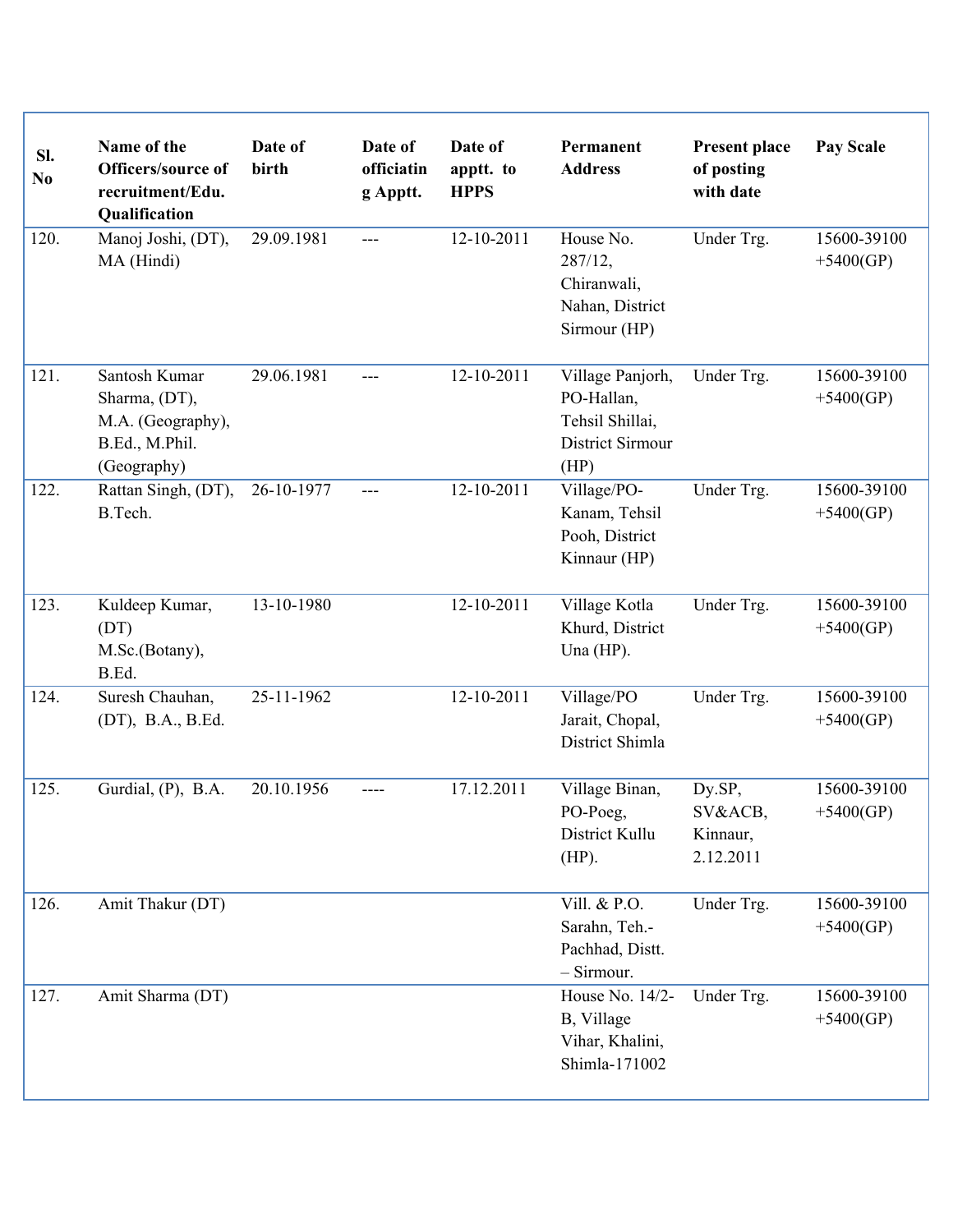| Sl. No | Name of the Officers/source of recruitment/Edu. Qualification | Date of birth | Date of officiating Apptt. | Date of apptt. to HPPS | Permanent Address | Present place of posting with date | Pay Scale |
|---|---|---|---|---|---|---|---|
| 120. | Manoj Joshi, (DT), MA (Hindi) | 29.09.1981 | --- | 12-10-2011 | House No. 287/12, Chiranwali, Nahan, District Sirmour (HP) | Under Trg. | 15600-39100 +5400(GP) |
| 121. | Santosh Kumar Sharma, (DT), M.A. (Geography), B.Ed., M.Phil. (Geography) | 29.06.1981 | --- | 12-10-2011 | Village Panjorh, PO-Hallan, Tehsil Shillai, District Sirmour (HP) | Under Trg. | 15600-39100 +5400(GP) |
| 122. | Rattan Singh, (DT), B.Tech. | 26-10-1977 | --- | 12-10-2011 | Village/PO-Kanam, Tehsil Pooh, District Kinnaur (HP) | Under Trg. | 15600-39100 +5400(GP) |
| 123. | Kuldeep Kumar, (DT) M.Sc.(Botany), B.Ed. | 13-10-1980 | | 12-10-2011 | Village Kotla Khurd, District Una (HP). | Under Trg. | 15600-39100 +5400(GP) |
| 124. | Suresh Chauhan, (DT), B.A., B.Ed. | 25-11-1962 | | 12-10-2011 | Village/PO Jarait, Chopal, District Shimla | Under Trg. | 15600-39100 +5400(GP) |
| 125. | Gurdial, (P), B.A. | 20.10.1956 | ---- | 17.12.2011 | Village Binan, PO-Poeg, District Kullu (HP). | Dy.SP, SV&ACB, Kinnaur, 2.12.2011 | 15600-39100 +5400(GP) |
| 126. | Amit Thakur (DT) | | | | Vill. & P.O. Sarahn, Teh.-Pachhad, Distt. – Sirmour. | Under Trg. | 15600-39100 +5400(GP) |
| 127. | Amit Sharma (DT) | | | | House No. 14/2-B, Village Vihar, Khalini, Shimla-171002 | Under Trg. | 15600-39100 +5400(GP) |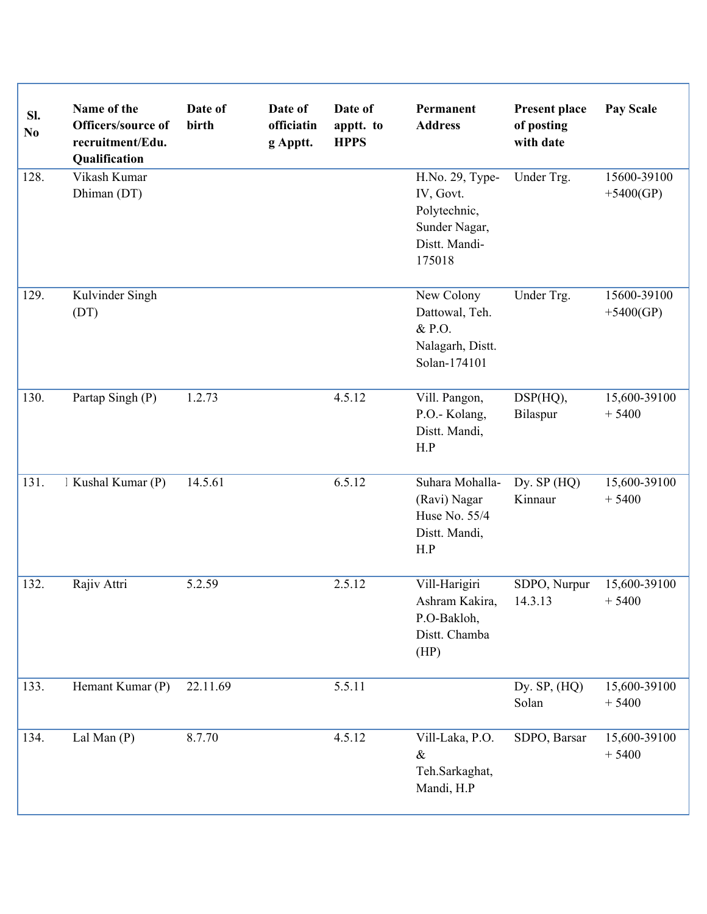| Sl. No | Name of the Officers/source of recruitment/Edu. Qualification | Date of birth | Date of officiating Apptt. | Date of apptt. to HPPS | Permanent Address | Present place of posting with date | Pay Scale |
|---|---|---|---|---|---|---|---|
| 128. | Vikash Kumar Dhiman (DT) | | | | H.No. 29, Type-IV, Govt. Polytechnic, Sunder Nagar, Distt. Mandi-175018 | Under Trg. | 15600-39100 +5400(GP) |
| 129. | Kulvinder Singh (DT) | | | | New Colony Dattowal, Teh. & P.O. Nalagarh, Distt. Solan-174101 | Under Trg. | 15600-39100 +5400(GP) |
| 130. | Partap Singh (P) | 1.2.73 | | 4.5.12 | Vill. Pangon, P.O.- Kolang, Distt. Mandi, H.P | DSP(HQ), Bilaspur | 15,600-39100 + 5400 |
| 131. | Kushal Kumar (P) | 14.5.61 | | 6.5.12 | Suhara Mohalla-(Ravi) Nagar Huse No. 55/4 Distt. Mandi, H.P | Dy. SP (HQ) Kinnaur | 15,600-39100 + 5400 |
| 132. | Rajiv Attri | 5.2.59 | | 2.5.12 | Vill-Harigiri Ashram Kakira, P.O-Bakloh, Distt. Chamba (HP) | SDPO, Nurpur 14.3.13 | 15,600-39100 + 5400 |
| 133. | Hemant Kumar (P) | 22.11.69 | | 5.5.11 | | Dy. SP, (HQ) Solan | 15,600-39100 + 5400 |
| 134. | Lal Man (P) | 8.7.70 | | 4.5.12 | Vill-Laka, P.O. & Teh.Sarkaghat, Mandi, H.P | SDPO, Barsar | 15,600-39100 + 5400 |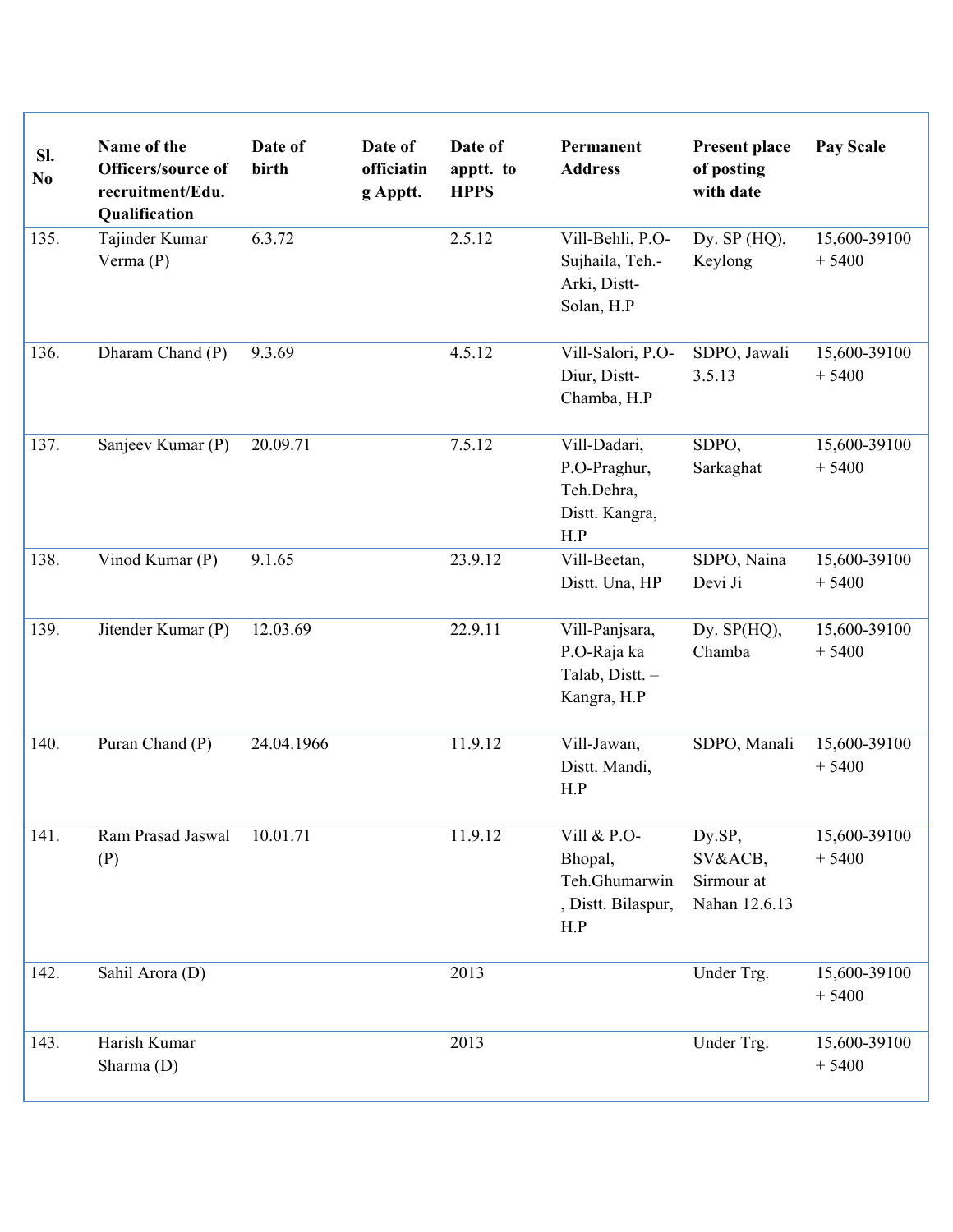| Sl. No | Name of the Officers/source of recruitment/Edu. Qualification | Date of birth | Date of officiating Apptt. | Date of apptt. to HPPS | Permanent Address | Present place of posting with date | Pay Scale |
|---|---|---|---|---|---|---|---|
| 135. | Tajinder Kumar Verma (P) | 6.3.72 | | 2.5.12 | Vill-Behli, P.O-Sujhaila, Teh.-Arki, Distt-Solan, H.P | Dy. SP (HQ), Keylong | 15,600-39100 + 5400 |
| 136. | Dharam Chand (P) | 9.3.69 | | 4.5.12 | Vill-Salori, P.O-Diur, Distt-Chamba, H.P | SDPO, Jawali 3.5.13 | 15,600-39100 + 5400 |
| 137. | Sanjeev Kumar (P) | 20.09.71 | | 7.5.12 | Vill-Dadari, P.O-Praghur, Teh.Dehra, Distt. Kangra, H.P | SDPO, Sarkaghat | 15,600-39100 + 5400 |
| 138. | Vinod Kumar (P) | 9.1.65 | | 23.9.12 | Vill-Beetan, Distt. Una, HP | SDPO, Naina Devi Ji | 15,600-39100 + 5400 |
| 139. | Jitender Kumar (P) | 12.03.69 | | 22.9.11 | Vill-Panjsara, P.O-Raja ka Talab, Distt. – Kangra, H.P | Dy. SP(HQ), Chamba | 15,600-39100 + 5400 |
| 140. | Puran Chand (P) | 24.04.1966 | | 11.9.12 | Vill-Jawan, Distt. Mandi, H.P | SDPO, Manali | 15,600-39100 + 5400 |
| 141. | Ram Prasad Jaswal (P) | 10.01.71 | | 11.9.12 | Vill & P.O-Bhopal, Teh.Ghumarwin, Distt. Bilaspur, H.P | Dy.SP, SV&ACB, Sirmour at Nahan 12.6.13 | 15,600-39100 + 5400 |
| 142. | Sahil Arora (D) | | | 2013 | | Under Trg. | 15,600-39100 + 5400 |
| 143. | Harish Kumar Sharma (D) | | | 2013 | | Under Trg. | 15,600-39100 + 5400 |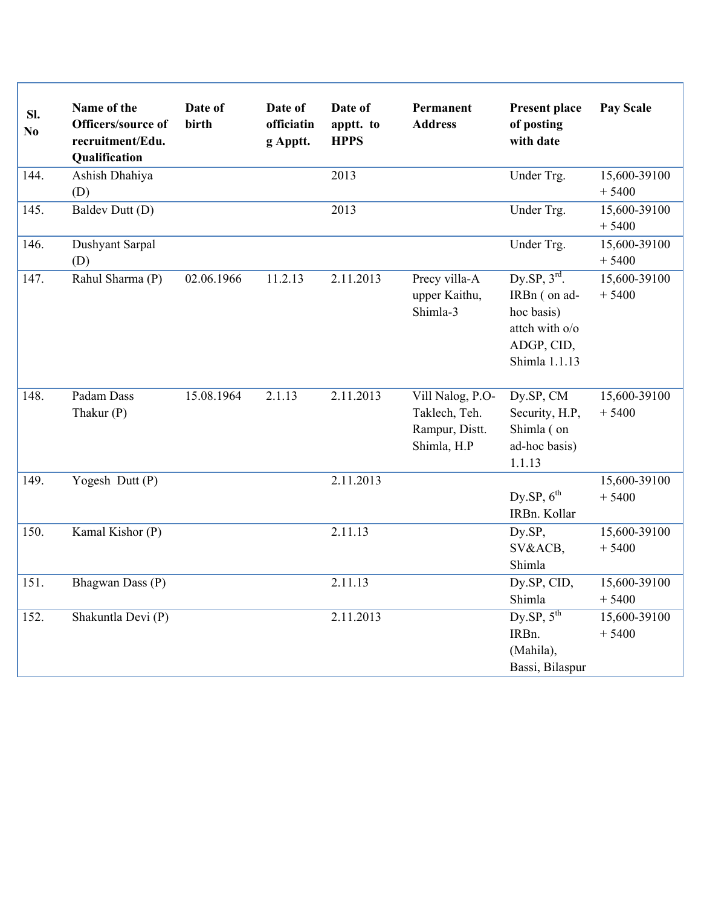| Sl. No | Name of the Officers/source of recruitment/Edu. Qualification | Date of birth | Date of officiating Apptt. | Date of apptt. to HPPS | Permanent Address | Present place of posting with date | Pay Scale |
|---|---|---|---|---|---|---|---|
| 144. | Ashish Dhahiya (D) | | | 2013 | | Under Trg. | 15,600-39100 + 5400 |
| 145. | Baldev Dutt (D) | | | 2013 | | Under Trg. | 15,600-39100 + 5400 |
| 146. | Dushyant Sarpal (D) | | | | | Under Trg. | 15,600-39100 + 5400 |
| 147. | Rahul Sharma (P) | 02.06.1966 | 11.2.13 | 2.11.2013 | Precy villa-A upper Kaithu, Shimla-3 | Dy.SP, 3rd. IRBn ( on ad-hoc basis) attch with o/o ADGP, CID, Shimla 1.1.13 | 15,600-39100 + 5400 |
| 148. | Padam Dass Thakur (P) | 15.08.1964 | 2.1.13 | 2.11.2013 | Vill Nalog, P.O-Taklech, Teh. Rampur, Distt. Shimla, H.P | Dy.SP, CM Security, H.P, Shimla ( on ad-hoc basis) 1.1.13 | 15,600-39100 + 5400 |
| 149. | Yogesh Dutt (P) | | | 2.11.2013 | | Dy.SP, 6th IRBn. Kollar | 15,600-39100 + 5400 |
| 150. | Kamal Kishor (P) | | | 2.11.13 | | Dy.SP, SV&ACB, Shimla | 15,600-39100 + 5400 |
| 151. | Bhagwan Dass (P) | | | 2.11.13 | | Dy.SP, CID, Shimla | 15,600-39100 + 5400 |
| 152. | Shakuntla Devi (P) | | | 2.11.2013 | | Dy.SP, 5th IRBn. (Mahila), Bassi, Bilaspur | 15,600-39100 + 5400 |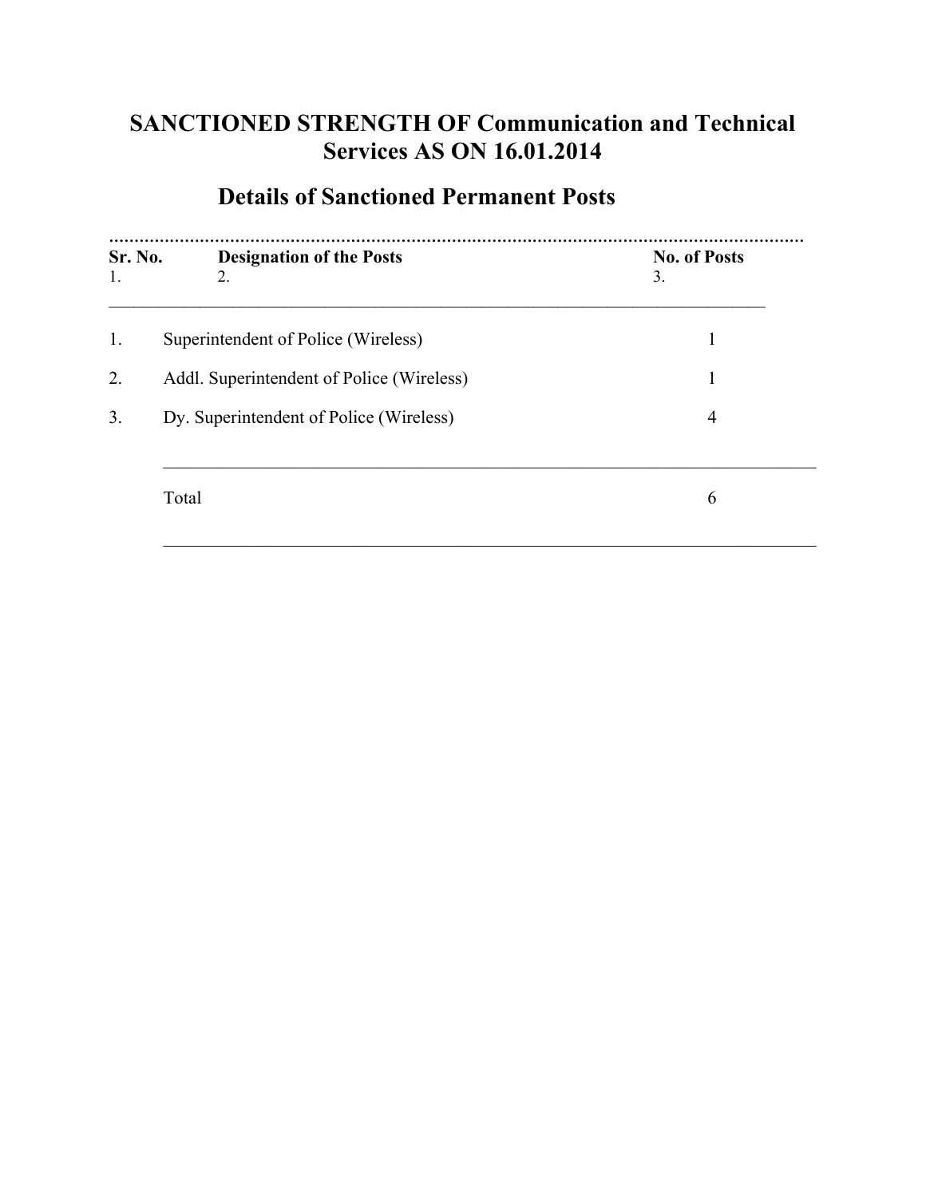# SANCTIONED STRENGTH OF Communication and Technical Services AS ON 16.01.2014

## Details of Sanctioned Permanent Posts

| Sr. No. | Designation of the Posts | No. of Posts |
|---|---|---|
| 1. | 2. | 3. |
| 1. | Superintendent of Police (Wireless) | 1 |
| 2. | Addl. Superintendent of Police (Wireless) | 1 |
| 3. | Dy. Superintendent of Police (Wireless) | 4 |
| | Total | 6 |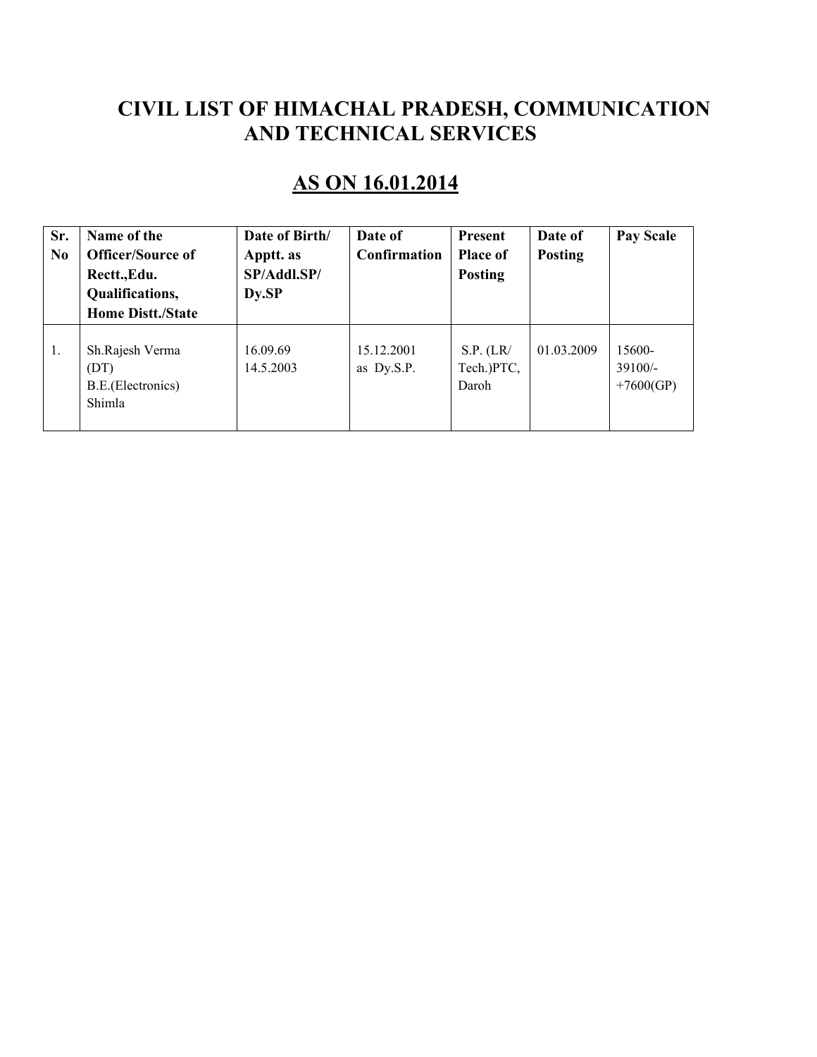# CIVIL LIST OF HIMACHAL PRADESH, COMMUNICATION AND TECHNICAL SERVICES

## AS ON 16.01.2014

| Sr. No | Name of the Officer/Source of Rectt.,Edu. Qualifications, Home Distt./State | Date of Birth/ Apptt. as SP/Addl.SP/ Dy.SP | Date of Confirmation | Present Place of Posting | Date of Posting | Pay Scale |
|---|---|---|---|---|---|---|
| 1. | Sh.Rajesh Verma (DT) B.E.(Electronics) Shimla | 16.09.69 14.5.2003 | 15.12.2001 as Dy.S.P. | S.P. (LR/ Tech.)PTC, Daroh | 01.03.2009 | 15600-39100/- +7600(GP) |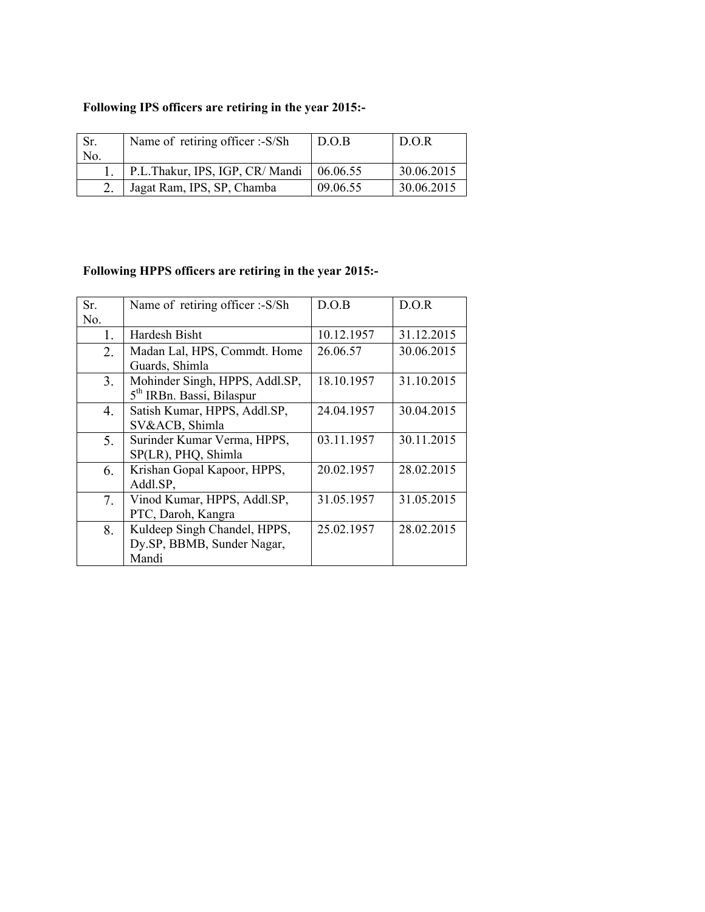**Following IPS officers are retiring in the year 2015:-**

| Sr. No. | Name of retiring officer :-S/Sh | D.O.B | D.O.R |
|---|---|---|---|
| 1. | P.L.Thakur, IPS, IGP, CR/ Mandi | 06.06.55 | 30.06.2015 |
| 2. | Jagat Ram, IPS, SP, Chamba | 09.06.55 | 30.06.2015 |

**Following HPPS officers are retiring in the year 2015:-**

| Sr. No. | Name of retiring officer :-S/Sh | D.O.B | D.O.R |
|---|---|---|---|
| 1. | Hardesh Bisht | 10.12.1957 | 31.12.2015 |
| 2. | Madan Lal, HPS, Commdt. Home Guards, Shimla | 26.06.57 | 30.06.2015 |
| 3. | Mohinder Singh, HPPS, Addl.SP, 5th IRBn. Bassi, Bilaspur | 18.10.1957 | 31.10.2015 |
| 4. | Satish Kumar, HPPS, Addl.SP, SV&ACB, Shimla | 24.04.1957 | 30.04.2015 |
| 5. | Surinder Kumar Verma, HPPS, SP(LR), PHQ, Shimla | 03.11.1957 | 30.11.2015 |
| 6. | Krishan Gopal Kapoor, HPPS, Addl.SP, | 20.02.1957 | 28.02.2015 |
| 7. | Vinod Kumar, HPPS, Addl.SP, PTC, Daroh, Kangra | 31.05.1957 | 31.05.2015 |
| 8. | Kuldeep Singh Chandel, HPPS, Dy.SP, BBMB, Sunder Nagar, Mandi | 25.02.1957 | 28.02.2015 |